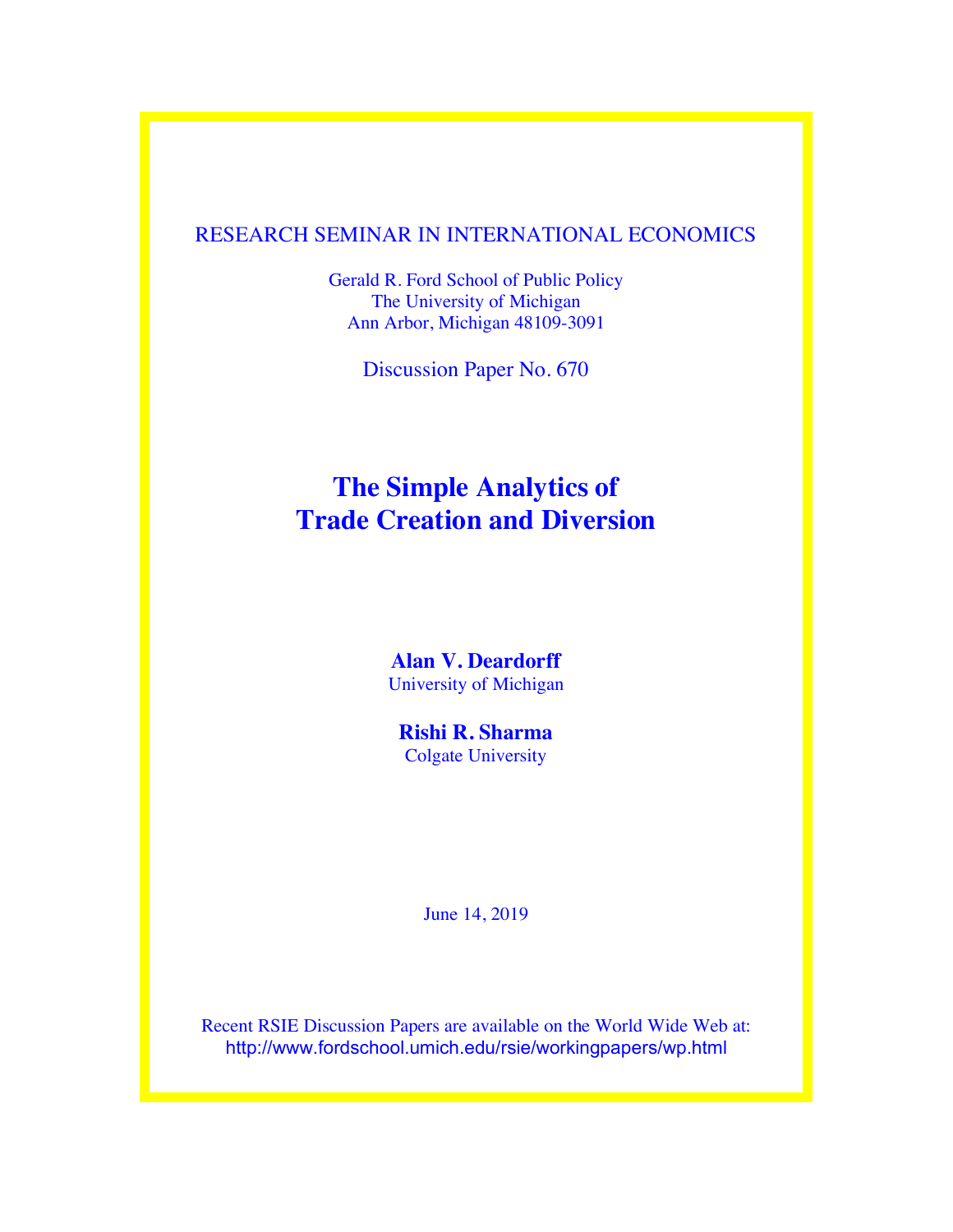RESEARCH SEMINAR IN INTERNATIONAL ECONOMICS

Gerald R. Ford School of Public Policy
The University of Michigan
Ann Arbor, Michigan 48109-3091

Discussion Paper No. 670

# The Simple Analytics of Trade Creation and Diversion

**Alan V. Deardorff**
University of Michigan

**Rishi R. Sharma**
Colgate University

June 14, 2019

Recent RSIE Discussion Papers are available on the World Wide Web at:
http://www.fordschool.umich.edu/rsie/workingpapers/wp.html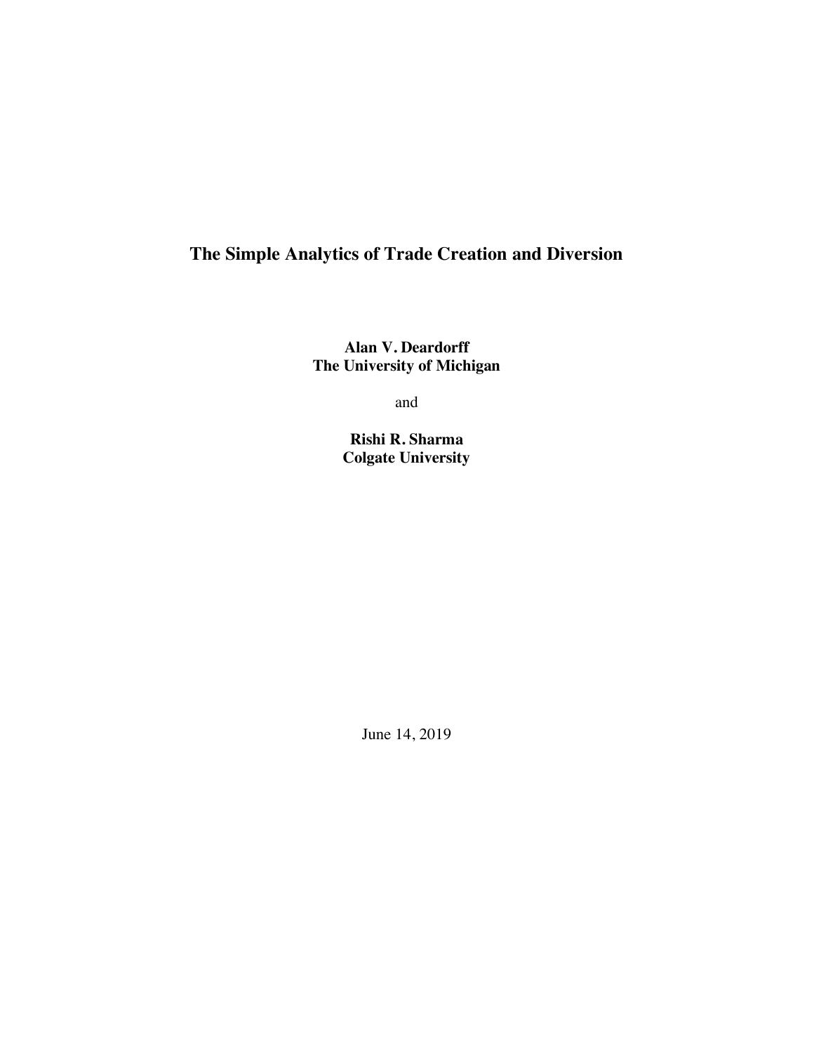# The Simple Analytics of Trade Creation and Diversion

**Alan V. Deardorff**
**The University of Michigan**

and

**Rishi R. Sharma**
**Colgate University**

June 14, 2019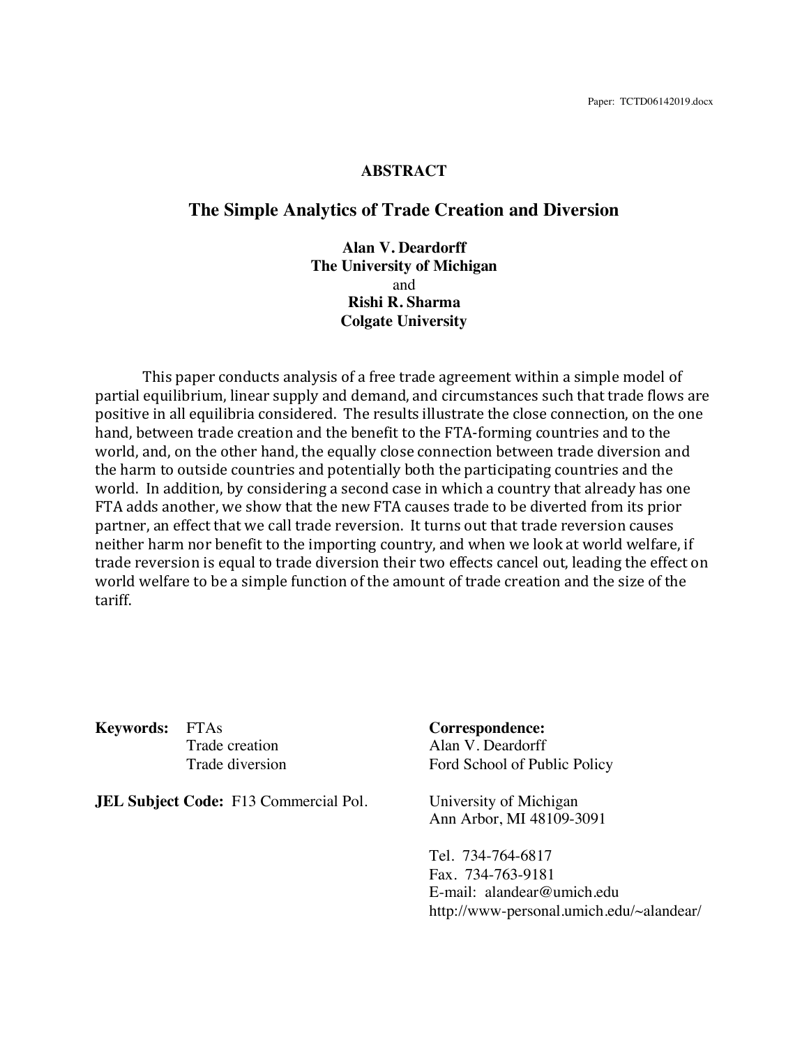Paper: TCTD06142019.docx

## ABSTRACT

# The Simple Analytics of Trade Creation and Diversion

**Alan V. Deardorff**
**The University of Michigan**
and
**Rishi R. Sharma**
**Colgate University**

This paper conducts analysis of a free trade agreement within a simple model of partial equilibrium, linear supply and demand, and circumstances such that trade flows are positive in all equilibria considered. The results illustrate the close connection, on the one hand, between trade creation and the benefit to the FTA-forming countries and to the world, and, on the other hand, the equally close connection between trade diversion and the harm to outside countries and potentially both the participating countries and the world. In addition, by considering a second case in which a country that already has one FTA adds another, we show that the new FTA causes trade to be diverted from its prior partner, an effect that we call trade reversion. It turns out that trade reversion causes neither harm nor benefit to the importing country, and when we look at world welfare, if trade reversion is equal to trade diversion their two effects cancel out, leading the effect on world welfare to be a simple function of the amount of trade creation and the size of the tariff.

**Keywords:** FTAs
Trade creation
Trade diversion

**JEL Subject Code:** F13 Commercial Pol.

**Correspondence:**
Alan V. Deardorff
Ford School of Public Policy

University of Michigan
Ann Arbor, MI 48109-3091

Tel. 734-764-6817
Fax. 734-763-9181
E-mail: alandear@umich.edu
http://www-personal.umich.edu/~alandear/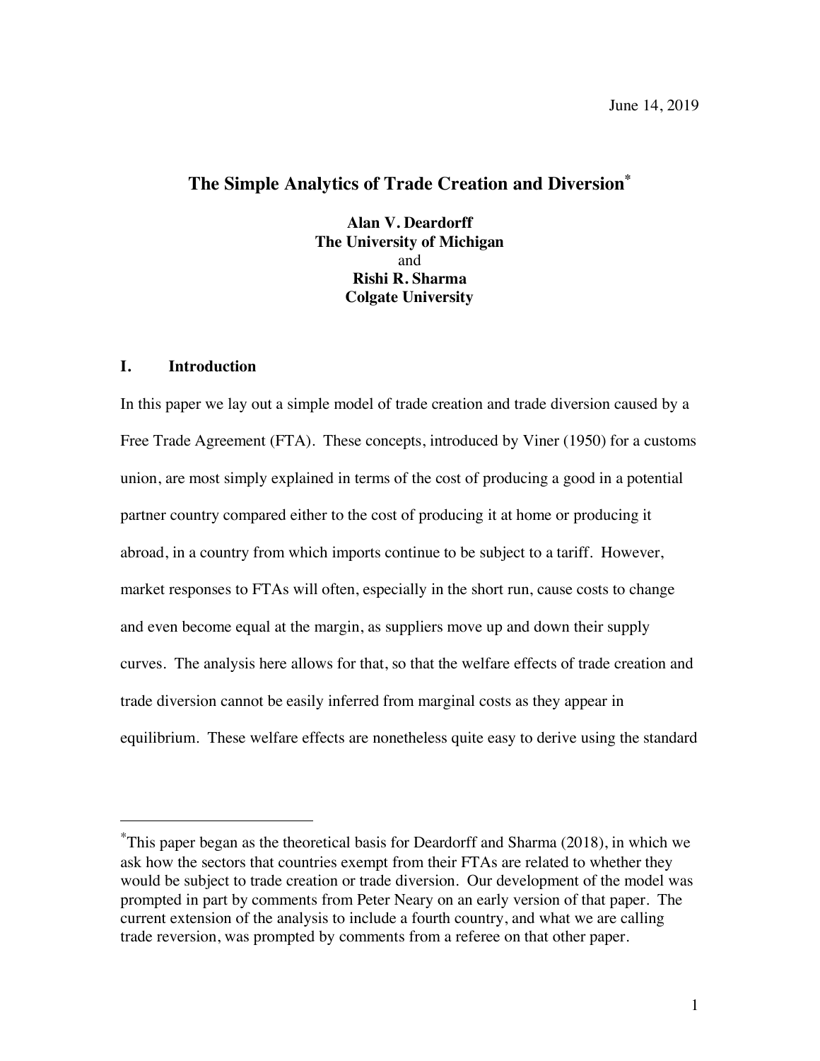June 14, 2019

# The Simple Analytics of Trade Creation and Diversion[*]

**Alan V. Deardorff**
**The University of Michigan**
and
**Rishi R. Sharma**
**Colgate University**

## I. Introduction

In this paper we lay out a simple model of trade creation and trade diversion caused by a Free Trade Agreement (FTA). These concepts, introduced by Viner (1950) for a customs union, are most simply explained in terms of the cost of producing a good in a potential partner country compared either to the cost of producing it at home or producing it abroad, in a country from which imports continue to be subject to a tariff. However, market responses to FTAs will often, especially in the short run, cause costs to change and even become equal at the margin, as suppliers move up and down their supply curves. The analysis here allows for that, so that the welfare effects of trade creation and trade diversion cannot be easily inferred from marginal costs as they appear in equilibrium. These welfare effects are nonetheless quite easy to derive using the standard

---

[*] This paper began as the theoretical basis for Deardorff and Sharma (2018), in which we ask how the sectors that countries exempt from their FTAs are related to whether they would be subject to trade creation or trade diversion. Our development of the model was prompted in part by comments from Peter Neary on an early version of that paper. The current extension of the analysis to include a fourth country, and what we are calling trade reversion, was prompted by comments from a referee on that other paper.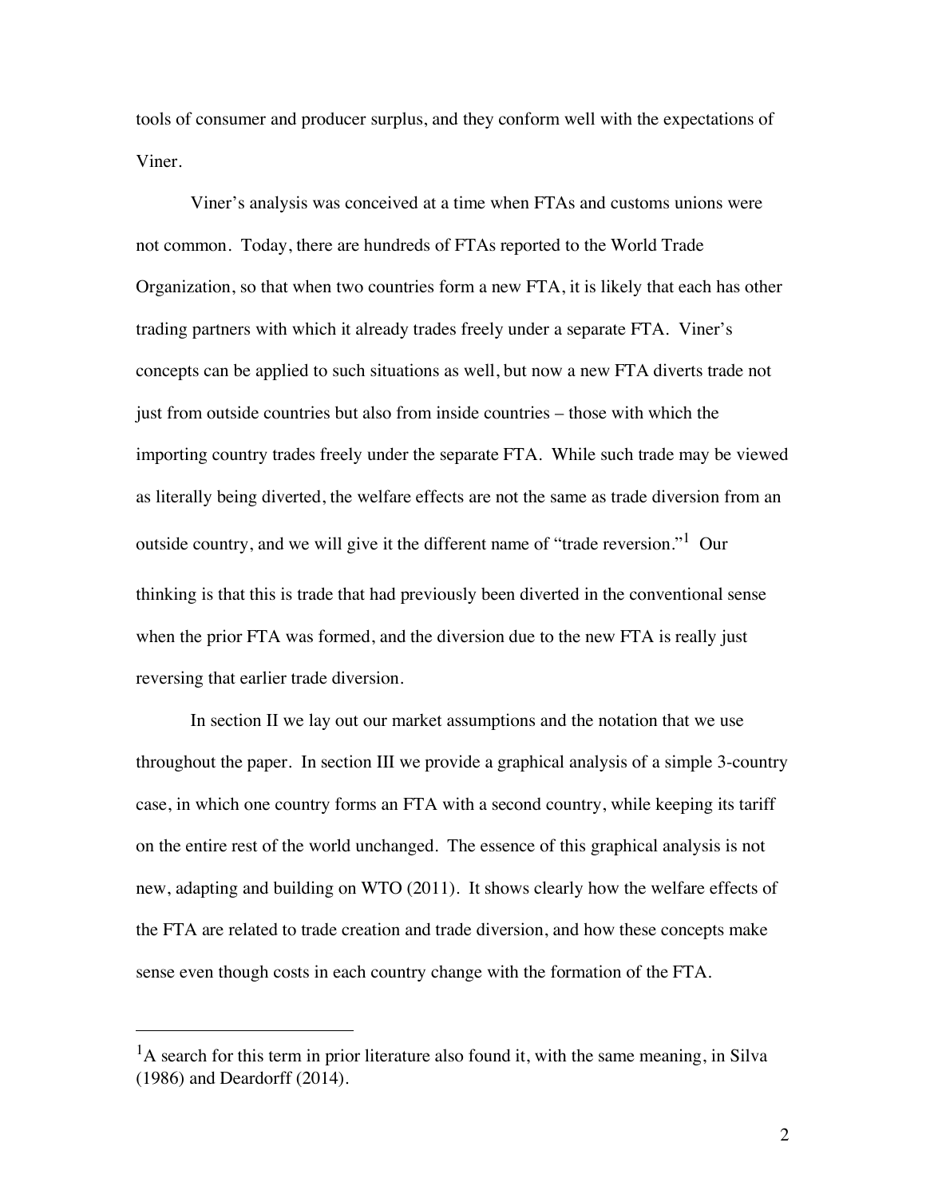tools of consumer and producer surplus, and they conform well with the expectations of Viner.

Viner's analysis was conceived at a time when FTAs and customs unions were not common. Today, there are hundreds of FTAs reported to the World Trade Organization, so that when two countries form a new FTA, it is likely that each has other trading partners with which it already trades freely under a separate FTA. Viner's concepts can be applied to such situations as well, but now a new FTA diverts trade not just from outside countries but also from inside countries – those with which the importing country trades freely under the separate FTA. While such trade may be viewed as literally being diverted, the welfare effects are not the same as trade diversion from an outside country, and we will give it the different name of "trade reversion."[1] Our thinking is that this is trade that had previously been diverted in the conventional sense when the prior FTA was formed, and the diversion due to the new FTA is really just reversing that earlier trade diversion.

In section II we lay out our market assumptions and the notation that we use throughout the paper. In section III we provide a graphical analysis of a simple 3-country case, in which one country forms an FTA with a second country, while keeping its tariff on the entire rest of the world unchanged. The essence of this graphical analysis is not new, adapting and building on WTO (2011). It shows clearly how the welfare effects of the FTA are related to trade creation and trade diversion, and how these concepts make sense even though costs in each country change with the formation of the FTA.

---

[1]A search for this term in prior literature also found it, with the same meaning, in Silva (1986) and Deardorff (2014).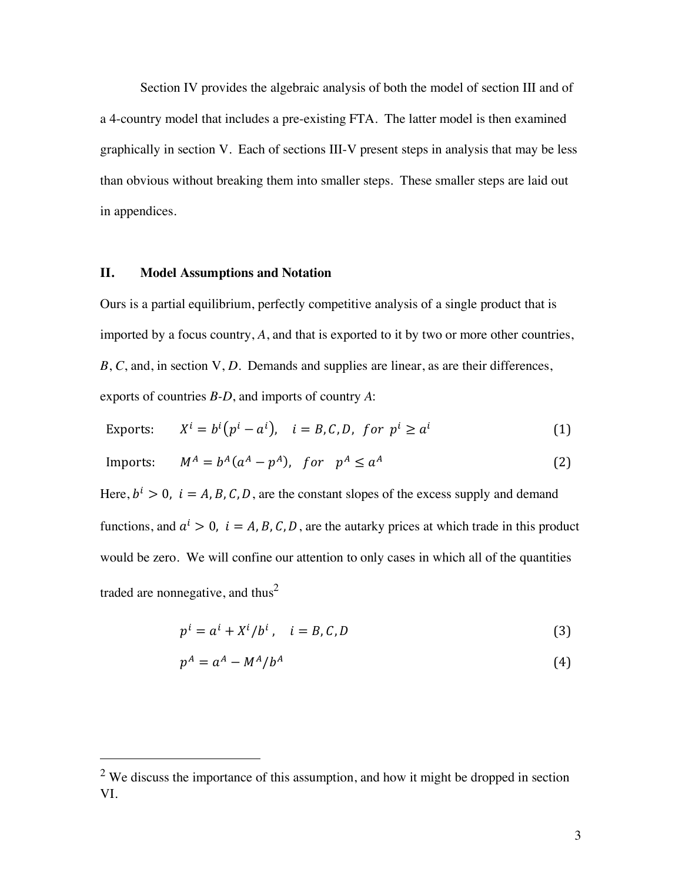Section IV provides the algebraic analysis of both the model of section III and of a 4-country model that includes a pre-existing FTA. The latter model is then examined graphically in section V. Each of sections III-V present steps in analysis that may be less than obvious without breaking them into smaller steps. These smaller steps are laid out in appendices.

## II. Model Assumptions and Notation

Ours is a partial equilibrium, perfectly competitive analysis of a single product that is imported by a focus country, *A*, and that is exported to it by two or more other countries, *B*, *C*, and, in section V, *D*. Demands and supplies are linear, as are their differences, exports of countries *B*-*D*, and imports of country *A*:

$$\text{Exports:} \qquad X^i = b^i\left(p^i - a^i\right), \quad i = B, C, D, \;\; for \;\; p^i \geq a^i \tag{1}$$

$$\text{Imports:} \qquad M^A = b^A\left(a^A - p^A\right), \quad for \quad p^A \leq a^A \tag{2}$$

Here, $b^i > 0,\; i = A, B, C, D$, are the constant slopes of the excess supply and demand functions, and $a^i > 0,\; i = A, B, C, D$, are the autarky prices at which trade in this product would be zero. We will confine our attention to only cases in which all of the quantities traded are nonnegative, and thus[2]

$$p^i = a^i + X^i/b^i\,, \quad i = B, C, D \tag{3}$$

$$p^A = a^A - M^A/b^A \tag{4}$$

[2] We discuss the importance of this assumption, and how it might be dropped in section VI.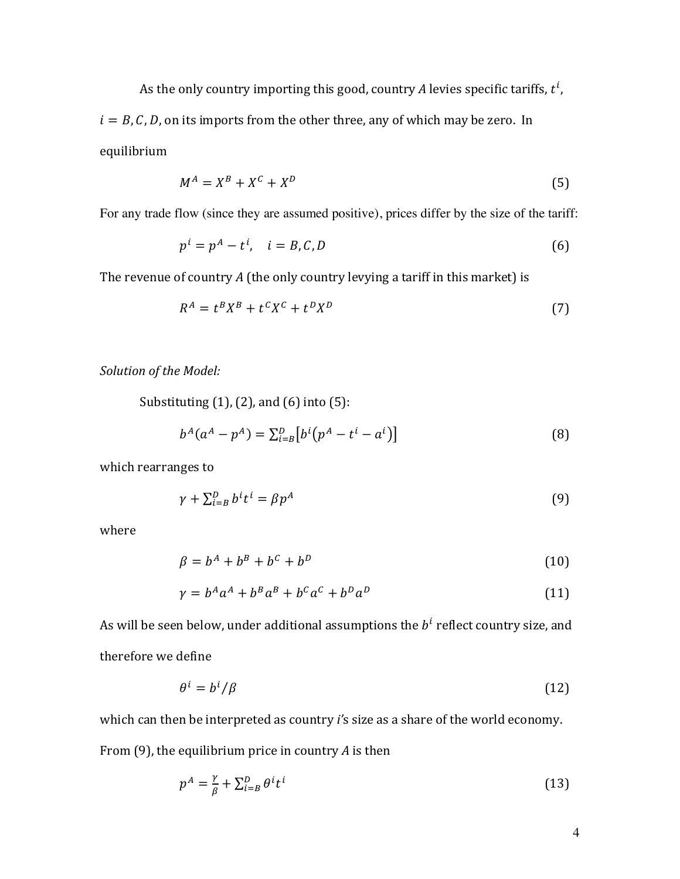As the only country importing this good, country $A$ levies specific tariffs, $t^i$, $i = B, C, D$, on its imports from the other three, any of which may be zero. In equilibrium

$$M^A = X^B + X^C + X^D \tag{5}$$

For any trade flow (since they are assumed positive), prices differ by the size of the tariff:

$$p^i = p^A - t^i, \quad i = B, C, D \tag{6}$$

The revenue of country $A$ (the only country levying a tariff in this market) is

$$R^A = t^B X^B + t^C X^C + t^D X^D \tag{7}$$

*Solution of the Model:*

Substituting (1), (2), and (6) into (5):

$$b^A(a^A - p^A) = \sum_{i=B}^{D}\left[b^i\left(p^A - t^i - a^i\right)\right] \tag{8}$$

which rearranges to

$$\gamma + \sum_{i=B}^{D} b^i t^i = \beta p^A \tag{9}$$

where

$$\beta = b^A + b^B + b^C + b^D \tag{10}$$

$$\gamma = b^A a^A + b^B a^B + b^C a^C + b^D a^D \tag{11}$$

As will be seen below, under additional assumptions the $b^i$ reflect country size, and therefore we define

$$\theta^i = b^i/\beta \tag{12}$$

which can then be interpreted as country $i$'s size as a share of the world economy. From (9), the equilibrium price in country $A$ is then

$$p^A = \frac{\gamma}{\beta} + \sum_{i=B}^{D} \theta^i t^i \tag{13}$$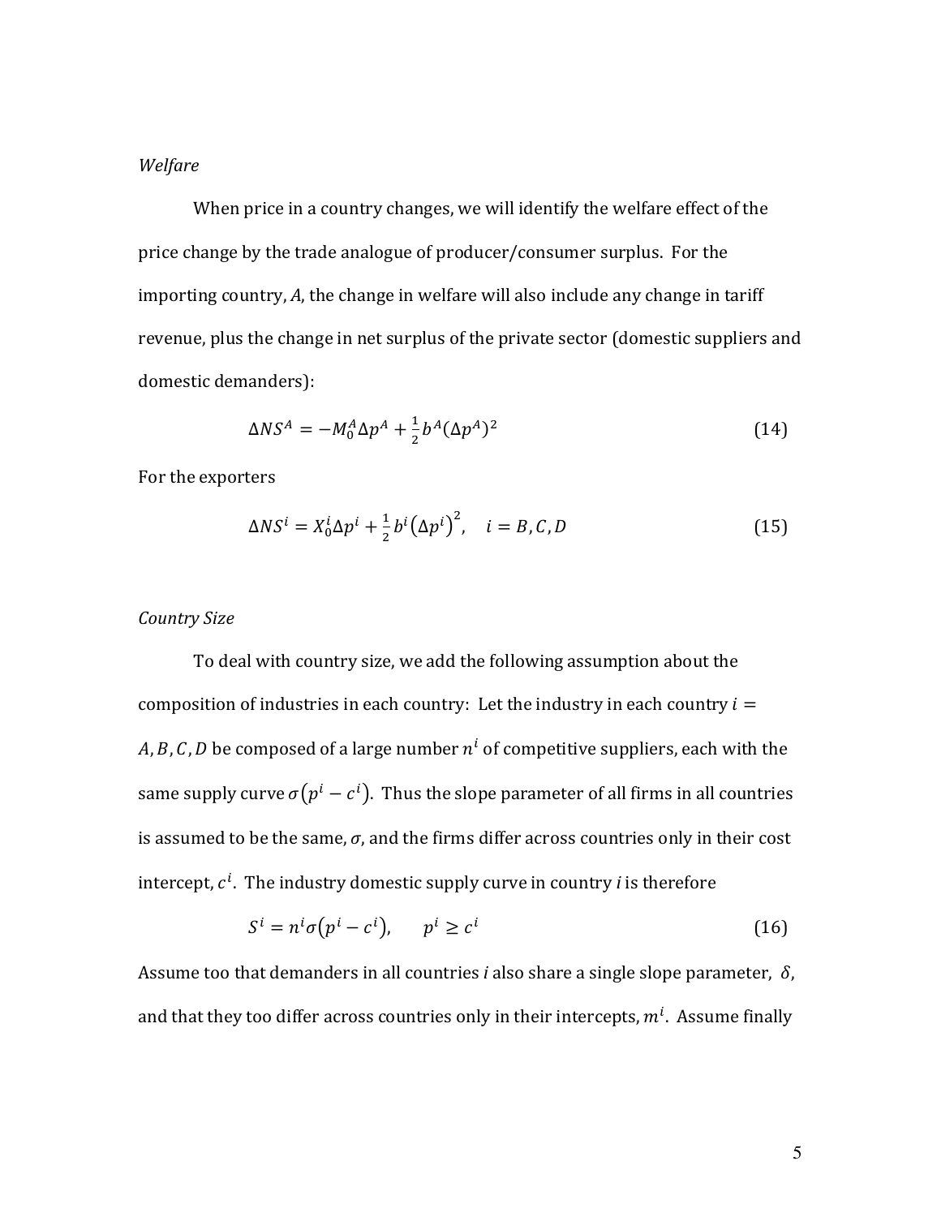*Welfare*

When price in a country changes, we will identify the welfare effect of the price change by the trade analogue of producer/consumer surplus. For the importing country, *A*, the change in welfare will also include any change in tariff revenue, plus the change in net surplus of the private sector (domestic suppliers and domestic demanders):

$$\Delta NS^A = -M_0^A \Delta p^A + \frac{1}{2} b^A (\Delta p^A)^2 \tag{14}$$

For the exporters

$$\Delta NS^i = X_0^i \Delta p^i + \frac{1}{2} b^i \left(\Delta p^i\right)^2, \quad i = B, C, D \tag{15}$$

*Country Size*

To deal with country size, we add the following assumption about the composition of industries in each country: Let the industry in each country $i = A, B, C, D$ be composed of a large number $n^i$ of competitive suppliers, each with the same supply curve $\sigma\left(p^i - c^i\right)$. Thus the slope parameter of all firms in all countries is assumed to be the same, $\sigma$, and the firms differ across countries only in their cost intercept, $c^i$. The industry domestic supply curve in country *i* is therefore

$$S^i = n^i \sigma\left(p^i - c^i\right), \qquad p^i \geq c^i \tag{16}$$

Assume too that demanders in all countries *i* also share a single slope parameter, $\delta$, and that they too differ across countries only in their intercepts, $m^i$. Assume finally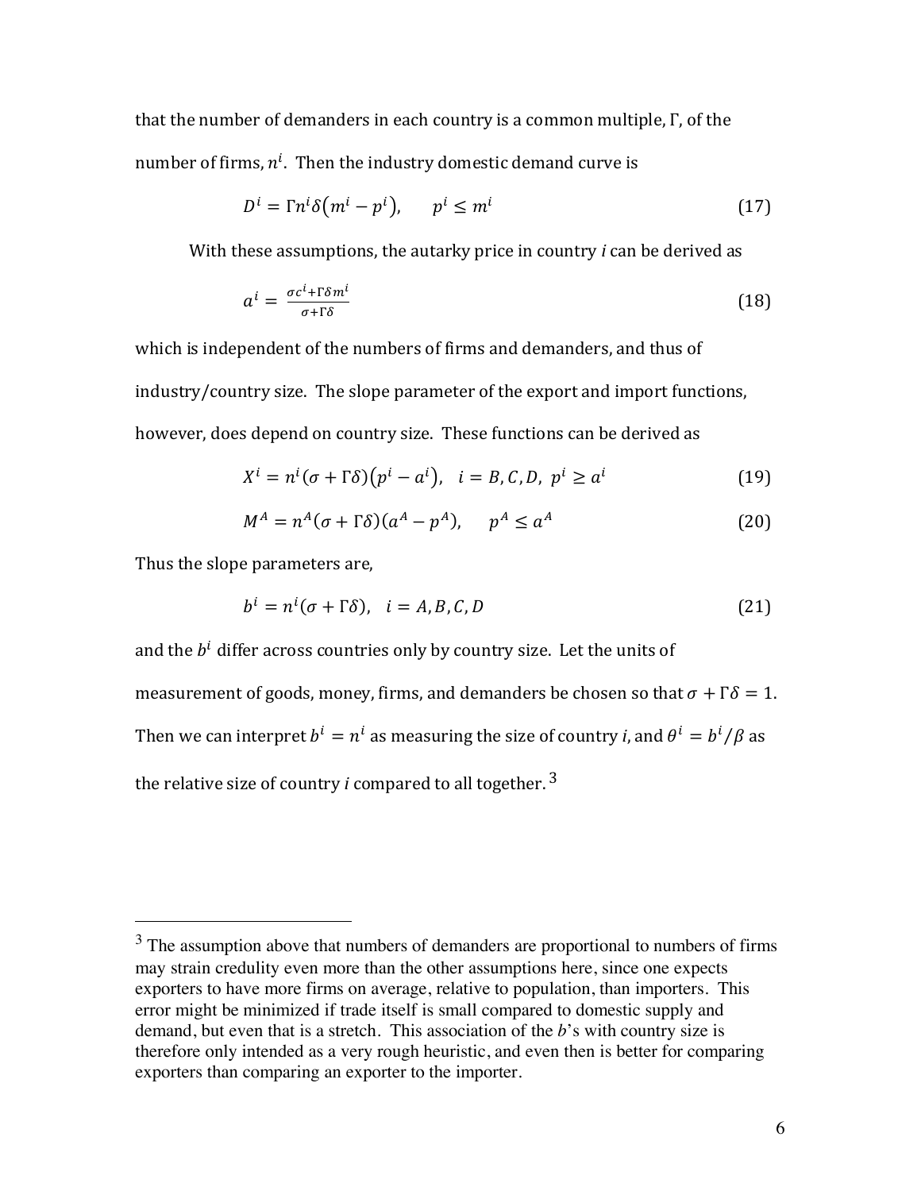that the number of demanders in each country is a common multiple, $\Gamma$, of the number of firms, $n^i$. Then the industry domestic demand curve is

$$D^i = \Gamma n^i \delta \left(m^i - p^i\right), \qquad p^i \leq m^i \tag{17}$$

With these assumptions, the autarky price in country $i$ can be derived as

$$a^i = \frac{\sigma c^i + \Gamma \delta m^i}{\sigma + \Gamma \delta} \tag{18}$$

which is independent of the numbers of firms and demanders, and thus of industry/country size. The slope parameter of the export and import functions, however, does depend on country size. These functions can be derived as

$$X^i = n^i (\sigma + \Gamma\delta)\left(p^i - a^i\right), \quad i = B, C, D, \ p^i \geq a^i \tag{19}$$

$$M^A = n^A (\sigma + \Gamma\delta)\left(a^A - p^A\right), \qquad p^A \leq a^A \tag{20}$$

Thus the slope parameters are,

$$b^i = n^i (\sigma + \Gamma\delta), \quad i = A, B, C, D \tag{21}$$

and the $b^i$ differ across countries only by country size. Let the units of measurement of goods, money, firms, and demanders be chosen so that $\sigma + \Gamma\delta = 1$. Then we can interpret $b^i = n^i$ as measuring the size of country *i*, and $\theta^i = b^i/\beta$ as the relative size of country *i* compared to all together. [3]

[3] The assumption above that numbers of demanders are proportional to numbers of firms may strain credulity even more than the other assumptions here, since one expects exporters to have more firms on average, relative to population, than importers. This error might be minimized if trade itself is small compared to domestic supply and demand, but even that is a stretch. This association of the *b*'s with country size is therefore only intended as a very rough heuristic, and even then is better for comparing exporters than comparing an exporter to the importer.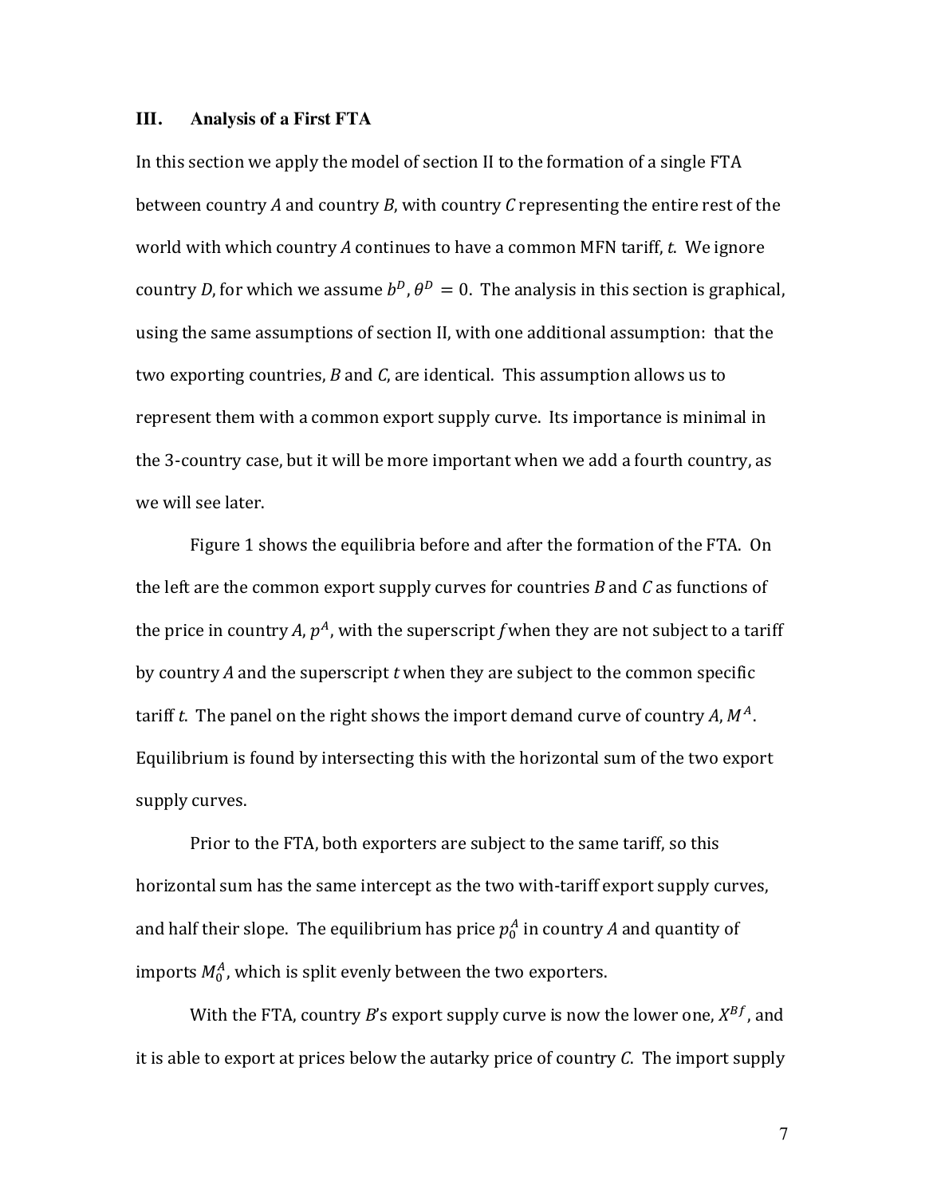## III. Analysis of a First FTA

In this section we apply the model of section II to the formation of a single FTA between country *A* and country *B*, with country *C* representing the entire rest of the world with which country *A* continues to have a common MFN tariff, *t*. We ignore country *D*, for which we assume $b^D, \theta^D = 0$. The analysis in this section is graphical, using the same assumptions of section II, with one additional assumption: that the two exporting countries, *B* and *C*, are identical. This assumption allows us to represent them with a common export supply curve. Its importance is minimal in the 3-country case, but it will be more important when we add a fourth country, as we will see later.

Figure 1 shows the equilibria before and after the formation of the FTA. On the left are the common export supply curves for countries *B* and *C* as functions of the price in country *A*, $p^A$, with the superscript *f* when they are not subject to a tariff by country *A* and the superscript *t* when they are subject to the common specific tariff *t*. The panel on the right shows the import demand curve of country *A*, $M^A$. Equilibrium is found by intersecting this with the horizontal sum of the two export supply curves.

Prior to the FTA, both exporters are subject to the same tariff, so this horizontal sum has the same intercept as the two with-tariff export supply curves, and half their slope. The equilibrium has price $p_0^A$ in country *A* and quantity of imports $M_0^A$, which is split evenly between the two exporters.

With the FTA, country *B*'s export supply curve is now the lower one, $X^{Bf}$, and it is able to export at prices below the autarky price of country *C*. The import supply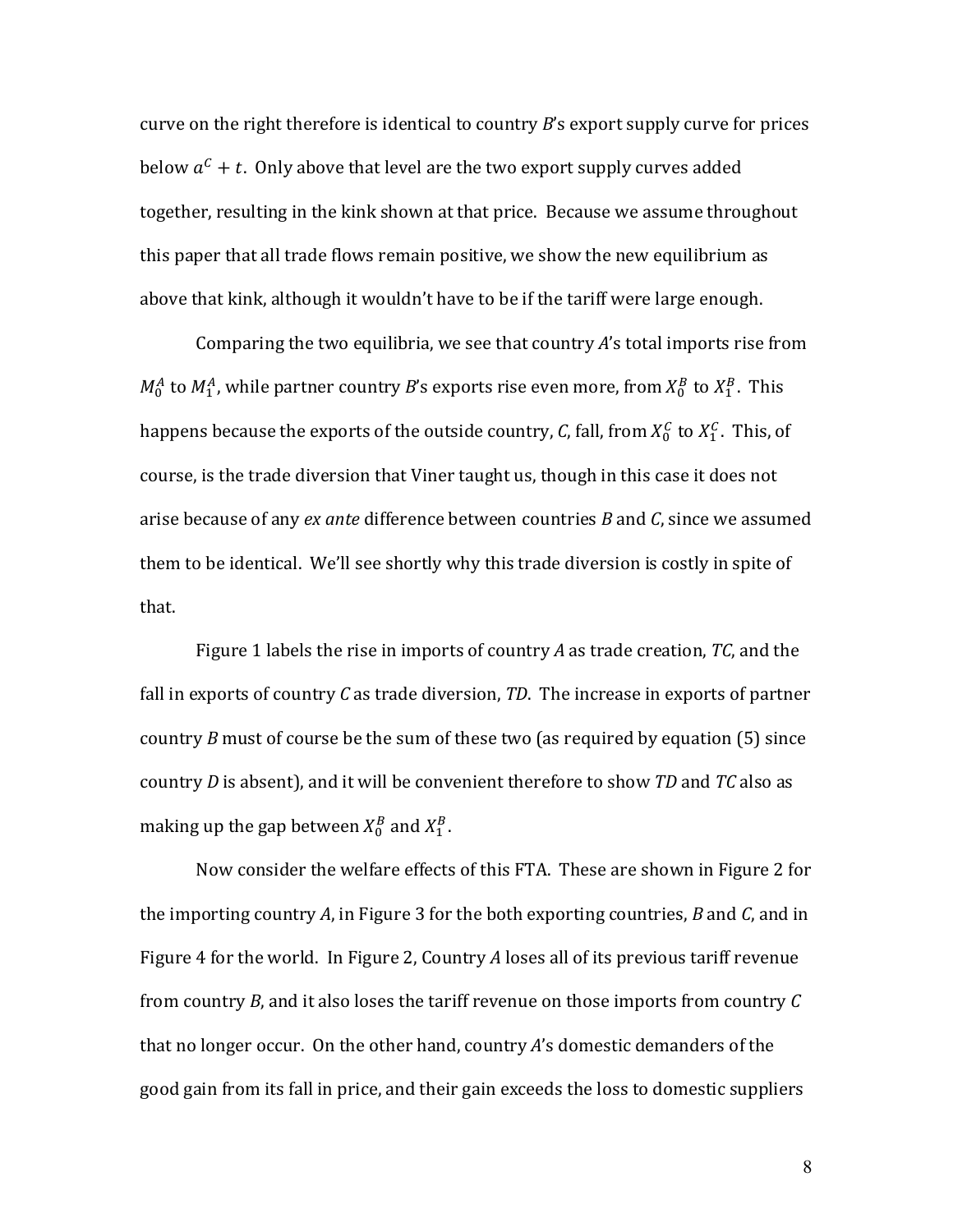curve on the right therefore is identical to country *B*'s export supply curve for prices below $a^C + t$. Only above that level are the two export supply curves added together, resulting in the kink shown at that price. Because we assume throughout this paper that all trade flows remain positive, we show the new equilibrium as above that kink, although it wouldn't have to be if the tariff were large enough.

Comparing the two equilibria, we see that country *A*'s total imports rise from $M_0^A$ to $M_1^A$, while partner country *B*'s exports rise even more, from $X_0^B$ to $X_1^B$. This happens because the exports of the outside country, *C*, fall, from $X_0^C$ to $X_1^C$. This, of course, is the trade diversion that Viner taught us, though in this case it does not arise because of any *ex ante* difference between countries *B* and *C*, since we assumed them to be identical. We'll see shortly why this trade diversion is costly in spite of that.

Figure 1 labels the rise in imports of country *A* as trade creation, *TC*, and the fall in exports of country *C* as trade diversion, *TD*. The increase in exports of partner country *B* must of course be the sum of these two (as required by equation (5) since country *D* is absent), and it will be convenient therefore to show *TD* and *TC* also as making up the gap between $X_0^B$ and $X_1^B$.

Now consider the welfare effects of this FTA. These are shown in Figure 2 for the importing country *A*, in Figure 3 for the both exporting countries, *B* and *C*, and in Figure 4 for the world. In Figure 2, Country *A* loses all of its previous tariff revenue from country *B*, and it also loses the tariff revenue on those imports from country *C* that no longer occur. On the other hand, country *A*'s domestic demanders of the good gain from its fall in price, and their gain exceeds the loss to domestic suppliers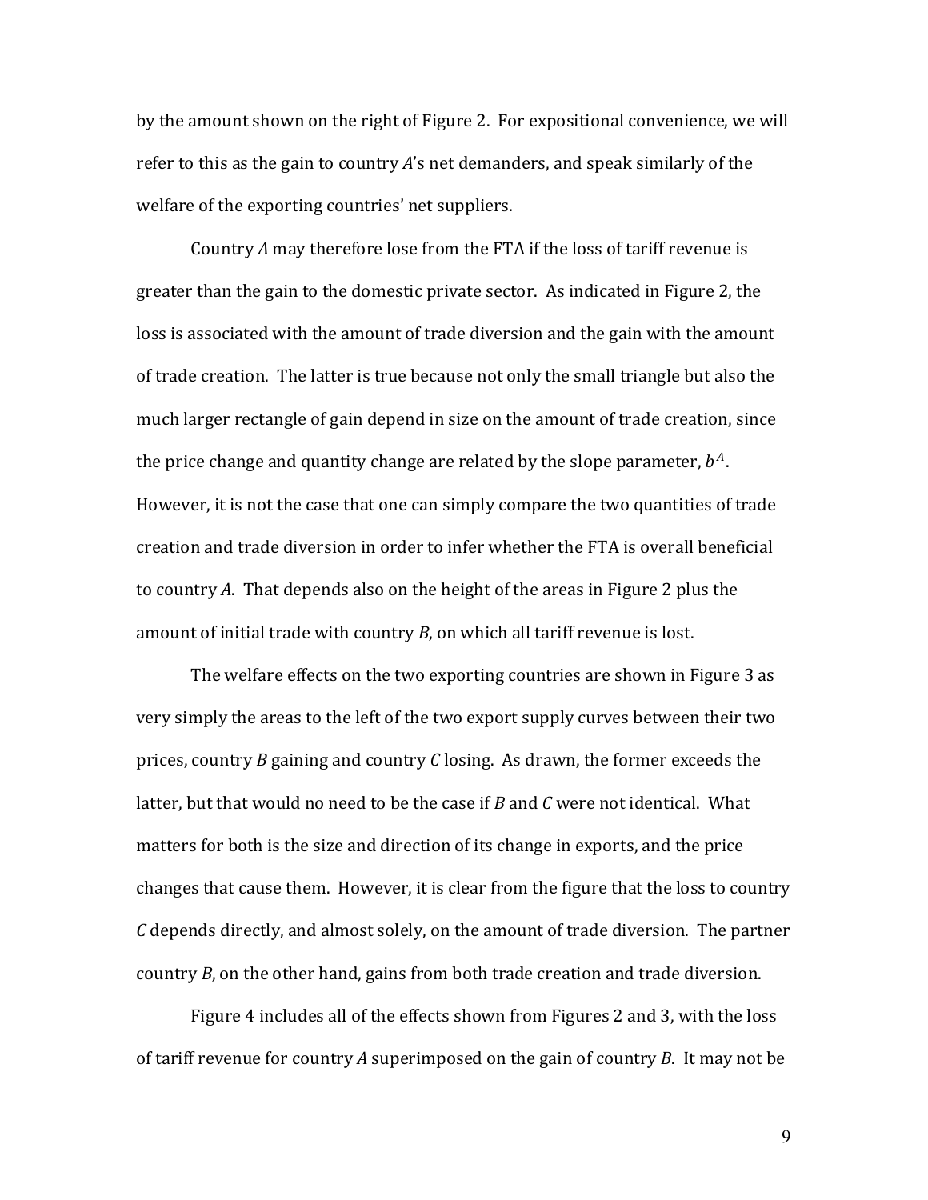by the amount shown on the right of Figure 2. For expositional convenience, we will refer to this as the gain to country *A*'s net demanders, and speak similarly of the welfare of the exporting countries' net suppliers.

Country *A* may therefore lose from the FTA if the loss of tariff revenue is greater than the gain to the domestic private sector. As indicated in Figure 2, the loss is associated with the amount of trade diversion and the gain with the amount of trade creation. The latter is true because not only the small triangle but also the much larger rectangle of gain depend in size on the amount of trade creation, since the price change and quantity change are related by the slope parameter, $b^A$. However, it is not the case that one can simply compare the two quantities of trade creation and trade diversion in order to infer whether the FTA is overall beneficial to country *A*. That depends also on the height of the areas in Figure 2 plus the amount of initial trade with country *B*, on which all tariff revenue is lost.

The welfare effects on the two exporting countries are shown in Figure 3 as very simply the areas to the left of the two export supply curves between their two prices, country *B* gaining and country *C* losing. As drawn, the former exceeds the latter, but that would no need to be the case if *B* and *C* were not identical. What matters for both is the size and direction of its change in exports, and the price changes that cause them. However, it is clear from the figure that the loss to country *C* depends directly, and almost solely, on the amount of trade diversion. The partner country *B*, on the other hand, gains from both trade creation and trade diversion.

Figure 4 includes all of the effects shown from Figures 2 and 3, with the loss of tariff revenue for country *A* superimposed on the gain of country *B*. It may not be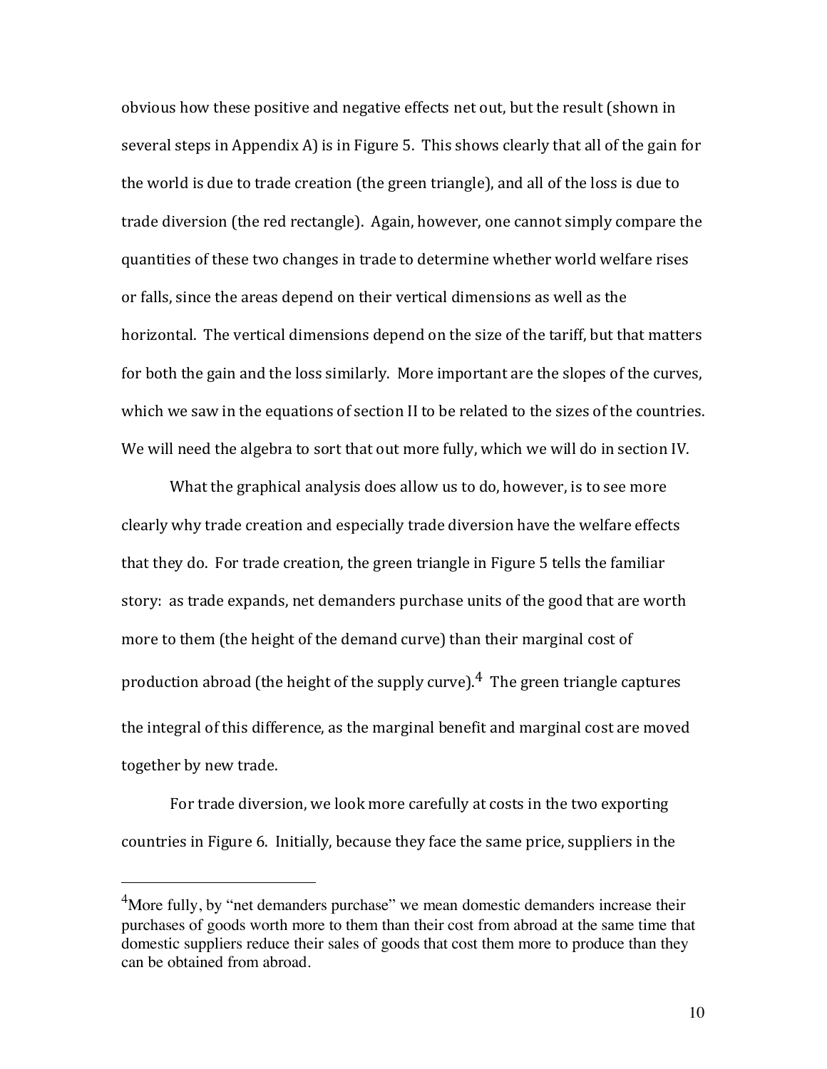obvious how these positive and negative effects net out, but the result (shown in several steps in Appendix A) is in Figure 5. This shows clearly that all of the gain for the world is due to trade creation (the green triangle), and all of the loss is due to trade diversion (the red rectangle). Again, however, one cannot simply compare the quantities of these two changes in trade to determine whether world welfare rises or falls, since the areas depend on their vertical dimensions as well as the horizontal. The vertical dimensions depend on the size of the tariff, but that matters for both the gain and the loss similarly. More important are the slopes of the curves, which we saw in the equations of section II to be related to the sizes of the countries. We will need the algebra to sort that out more fully, which we will do in section IV.

What the graphical analysis does allow us to do, however, is to see more clearly why trade creation and especially trade diversion have the welfare effects that they do. For trade creation, the green triangle in Figure 5 tells the familiar story: as trade expands, net demanders purchase units of the good that are worth more to them (the height of the demand curve) than their marginal cost of production abroad (the height of the supply curve).[4] The green triangle captures the integral of this difference, as the marginal benefit and marginal cost are moved together by new trade.

For trade diversion, we look more carefully at costs in the two exporting countries in Figure 6. Initially, because they face the same price, suppliers in the

---

[4]More fully, by "net demanders purchase" we mean domestic demanders increase their purchases of goods worth more to them than their cost from abroad at the same time that domestic suppliers reduce their sales of goods that cost them more to produce than they can be obtained from abroad.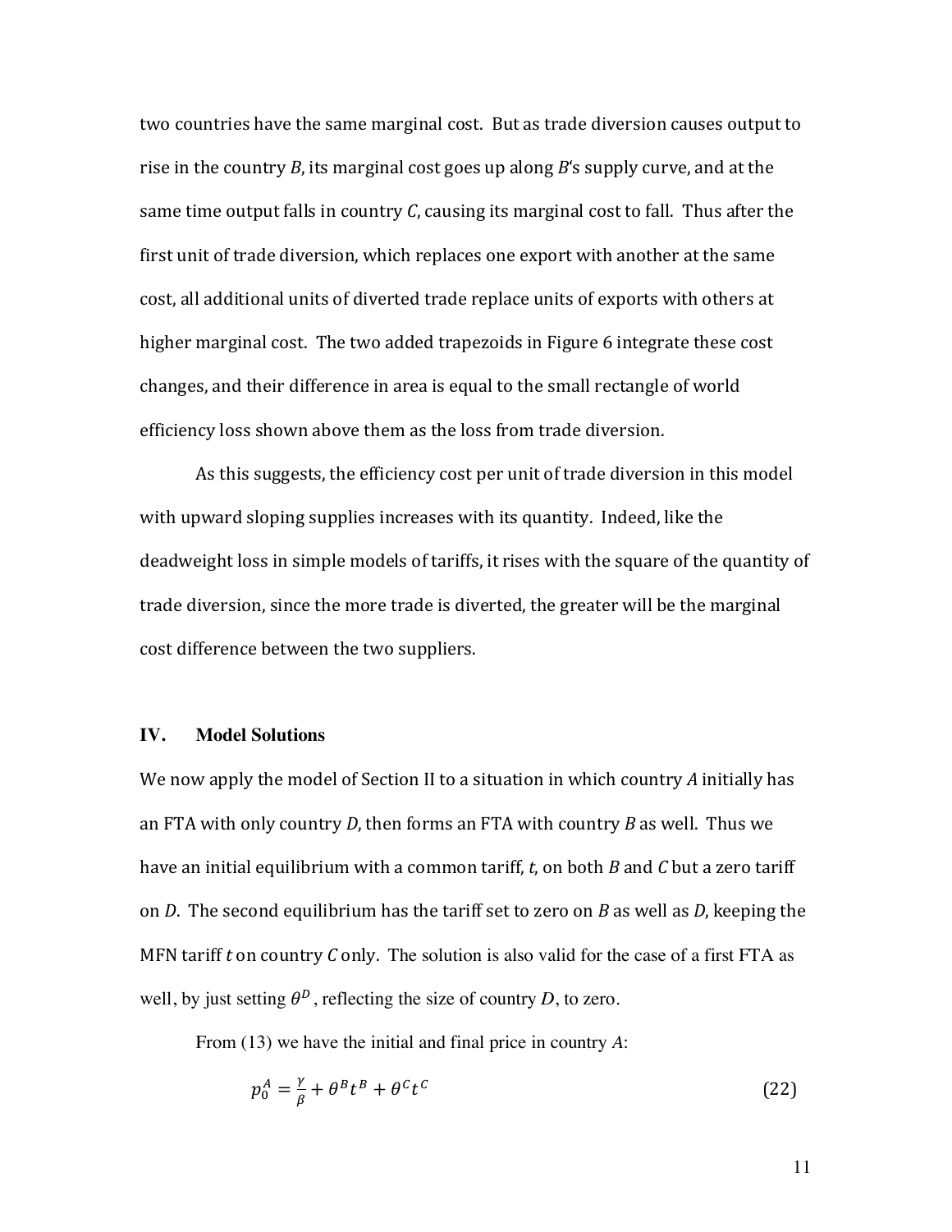two countries have the same marginal cost. But as trade diversion causes output to rise in the country $B$, its marginal cost goes up along $B$'s supply curve, and at the same time output falls in country $C$, causing its marginal cost to fall. Thus after the first unit of trade diversion, which replaces one export with another at the same cost, all additional units of diverted trade replace units of exports with others at higher marginal cost. The two added trapezoids in Figure 6 integrate these cost changes, and their difference in area is equal to the small rectangle of world efficiency loss shown above them as the loss from trade diversion.

As this suggests, the efficiency cost per unit of trade diversion in this model with upward sloping supplies increases with its quantity. Indeed, like the deadweight loss in simple models of tariffs, it rises with the square of the quantity of trade diversion, since the more trade is diverted, the greater will be the marginal cost difference between the two suppliers.

## IV. Model Solutions

We now apply the model of Section II to a situation in which country $A$ initially has an FTA with only country $D$, then forms an FTA with country $B$ as well. Thus we have an initial equilibrium with a common tariff, $t$, on both $B$ and $C$ but a zero tariff on $D$. The second equilibrium has the tariff set to zero on $B$ as well as $D$, keeping the MFN tariff $t$ on country $C$ only. The solution is also valid for the case of a first FTA as well, by just setting $\theta^D$, reflecting the size of country $D$, to zero.

From (13) we have the initial and final price in country $A$:

$$p_0^A = \frac{\gamma}{\beta} + \theta^B t^B + \theta^C t^C \tag{22}$$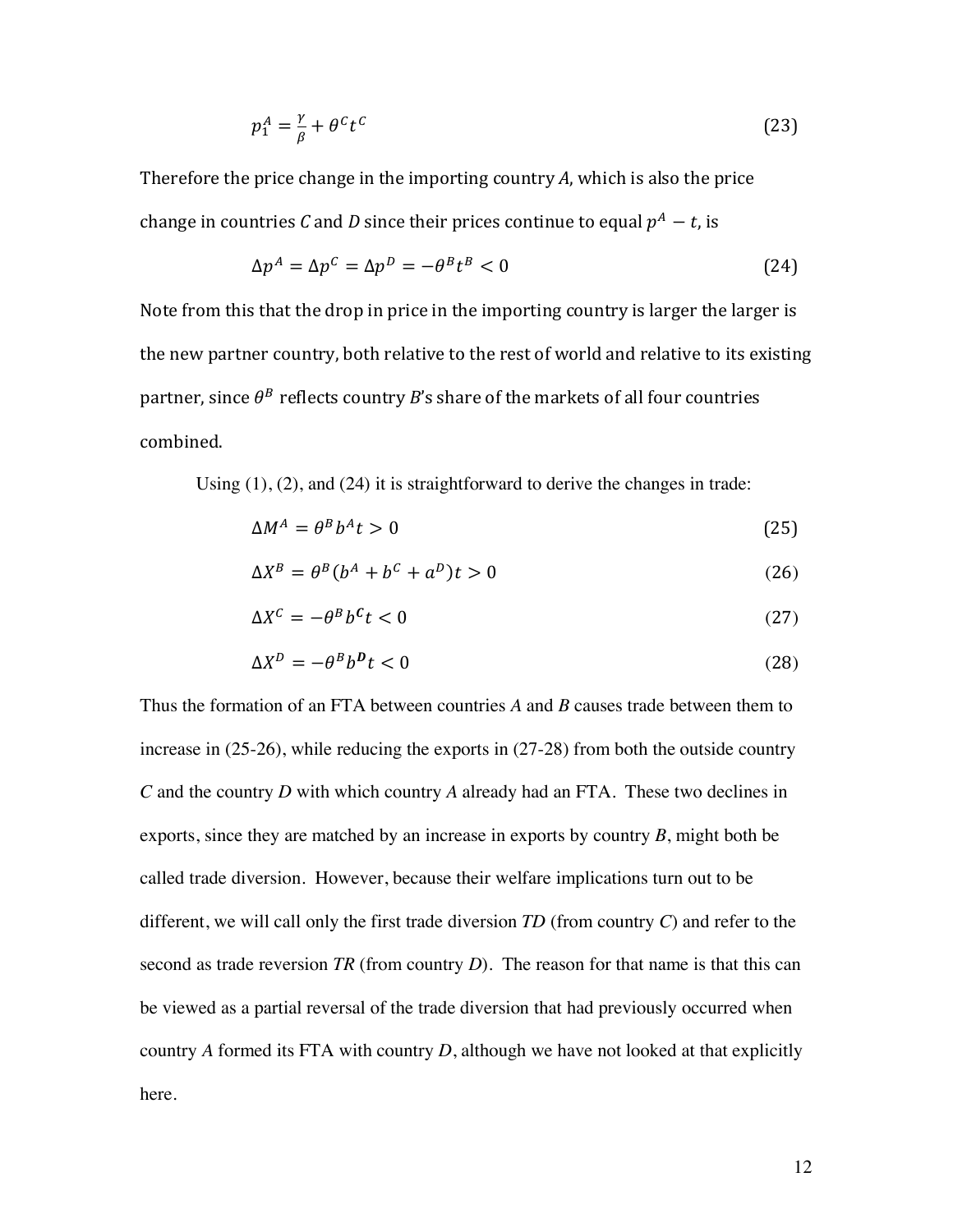$$p_1^A = \frac{\gamma}{\beta} + \theta^C t^C \tag{23}$$

Therefore the price change in the importing country *A*, which is also the price change in countries *C* and *D* since their prices continue to equal $p^A - t$, is

$$\Delta p^A = \Delta p^C = \Delta p^D = -\theta^B t^B < 0 \tag{24}$$

Note from this that the drop in price in the importing country is larger the larger is the new partner country, both relative to the rest of world and relative to its existing partner, since $\theta^B$ reflects country *B*'s share of the markets of all four countries combined.

Using (1), (2), and (24) it is straightforward to derive the changes in trade:

$$\Delta M^A = \theta^B b^A t > 0 \tag{25}$$

$$\Delta X^B = \theta^B (b^A + b^C + a^D) t > 0 \tag{26}$$

$$\Delta X^C = -\theta^B b^C t < 0 \tag{27}$$

$$\Delta X^D = -\theta^B b^D t < 0 \tag{28}$$

Thus the formation of an FTA between countries *A* and *B* causes trade between them to increase in (25-26), while reducing the exports in (27-28) from both the outside country *C* and the country *D* with which country *A* already had an FTA. These two declines in exports, since they are matched by an increase in exports by country *B*, might both be called trade diversion. However, because their welfare implications turn out to be different, we will call only the first trade diversion *TD* (from country *C*) and refer to the second as trade reversion *TR* (from country *D*). The reason for that name is that this can be viewed as a partial reversal of the trade diversion that had previously occurred when country *A* formed its FTA with country *D*, although we have not looked at that explicitly here.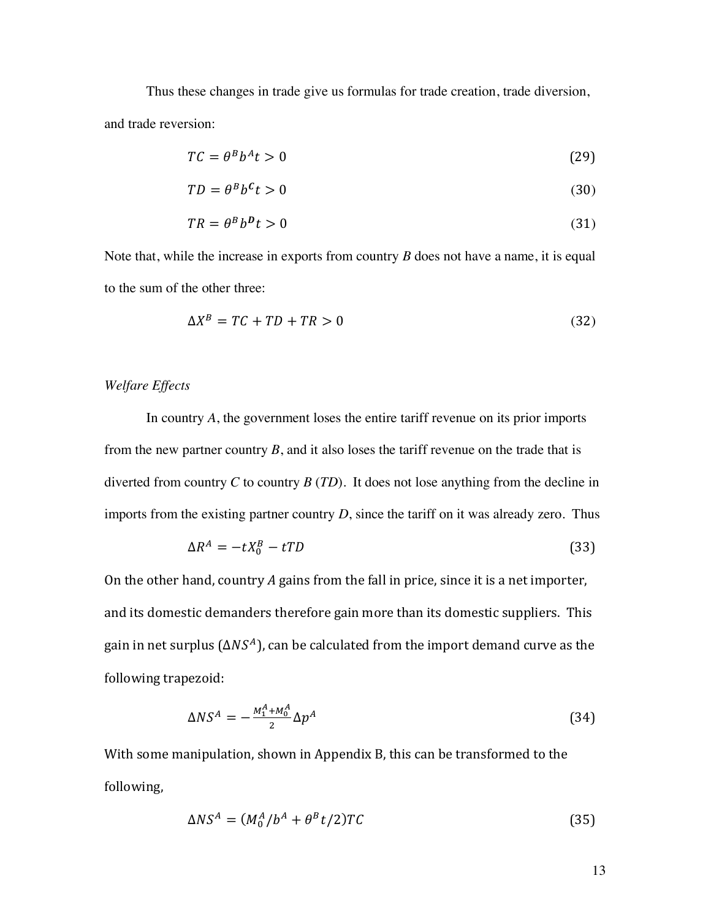Thus these changes in trade give us formulas for trade creation, trade diversion, and trade reversion:

$$TC = \theta^B b^A t > 0 \tag{29}$$

$$TD = \theta^B b^C t > 0 \tag{30}$$

$$TR = \theta^B b^D t > 0 \tag{31}$$

Note that, while the increase in exports from country $B$ does not have a name, it is equal to the sum of the other three:

$$\Delta X^B = TC + TD + TR > 0 \tag{32}$$

*Welfare Effects*

In country $A$, the government loses the entire tariff revenue on its prior imports from the new partner country $B$, and it also loses the tariff revenue on the trade that is diverted from country $C$ to country $B$ ($TD$). It does not lose anything from the decline in imports from the existing partner country $D$, since the tariff on it was already zero. Thus

$$\Delta R^A = -tX_0^B - tTD \tag{33}$$

On the other hand, country $A$ gains from the fall in price, since it is a net importer, and its domestic demanders therefore gain more than its domestic suppliers. This gain in net surplus ($\Delta NS^A$), can be calculated from the import demand curve as the following trapezoid:

$$\Delta NS^A = -\frac{M_1^A + M_0^A}{2} \Delta p^A \tag{34}$$

With some manipulation, shown in Appendix B, this can be transformed to the following,

$$\Delta NS^A = (M_0^A / b^A + \theta^B t/2) TC \tag{35}$$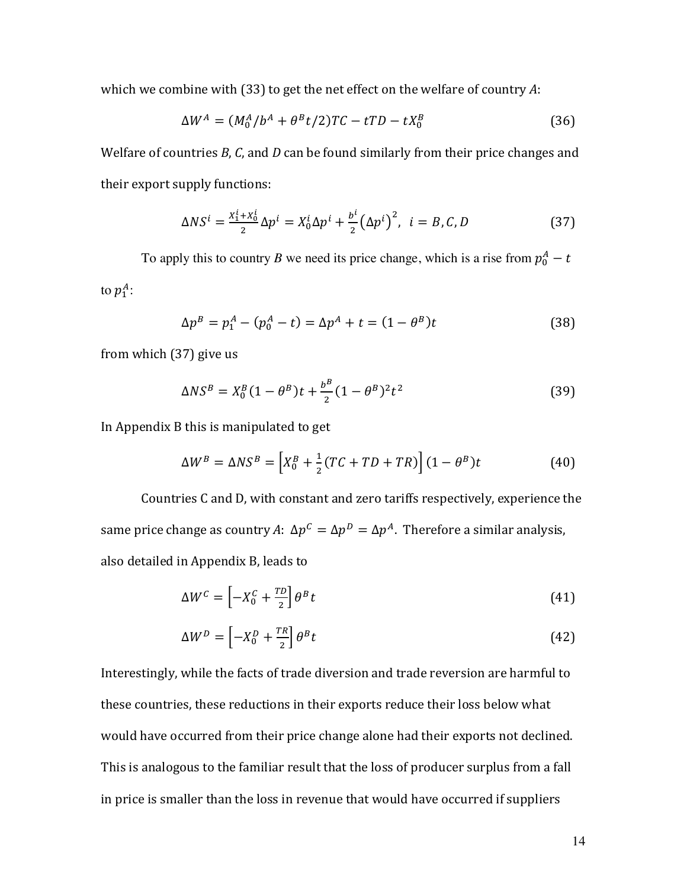which we combine with (33) to get the net effect on the welfare of country $A$:

$$\Delta W^A = (M_0^A/b^A + \theta^B t/2)TC - tTD - tX_0^B \tag{36}$$

Welfare of countries $B$, $C$, and $D$ can be found similarly from their price changes and their export supply functions:

$$\Delta NS^i = \frac{X_1^i + X_0^i}{2}\Delta p^i = X_0^i \Delta p^i + \frac{b^i}{2}\left(\Delta p^i\right)^2, \;\; i = B, C, D \tag{37}$$

To apply this to country $B$ we need its price change, which is a rise from $p_0^A - t$ to $p_1^A$:

$$\Delta p^B = p_1^A - (p_0^A - t) = \Delta p^A + t = (1 - \theta^B)t \tag{38}$$

from which (37) give us

$$\Delta NS^B = X_0^B(1 - \theta^B)t + \frac{b^B}{2}(1 - \theta^B)^2 t^2 \tag{39}$$

In Appendix B this is manipulated to get

$$\Delta W^B = \Delta NS^B = \left[X_0^B + \frac{1}{2}(TC + TD + TR)\right](1 - \theta^B)t \tag{40}$$

Countries C and D, with constant and zero tariffs respectively, experience the same price change as country $A$: $\Delta p^C = \Delta p^D = \Delta p^A$. Therefore a similar analysis, also detailed in Appendix B, leads to

$$\Delta W^C = \left[-X_0^C + \frac{TD}{2}\right]\theta^B t \tag{41}$$

$$\Delta W^D = \left[-X_0^D + \frac{TR}{2}\right]\theta^B t \tag{42}$$

Interestingly, while the facts of trade diversion and trade reversion are harmful to these countries, these reductions in their exports reduce their loss below what would have occurred from their price change alone had their exports not declined. This is analogous to the familiar result that the loss of producer surplus from a fall in price is smaller than the loss in revenue that would have occurred if suppliers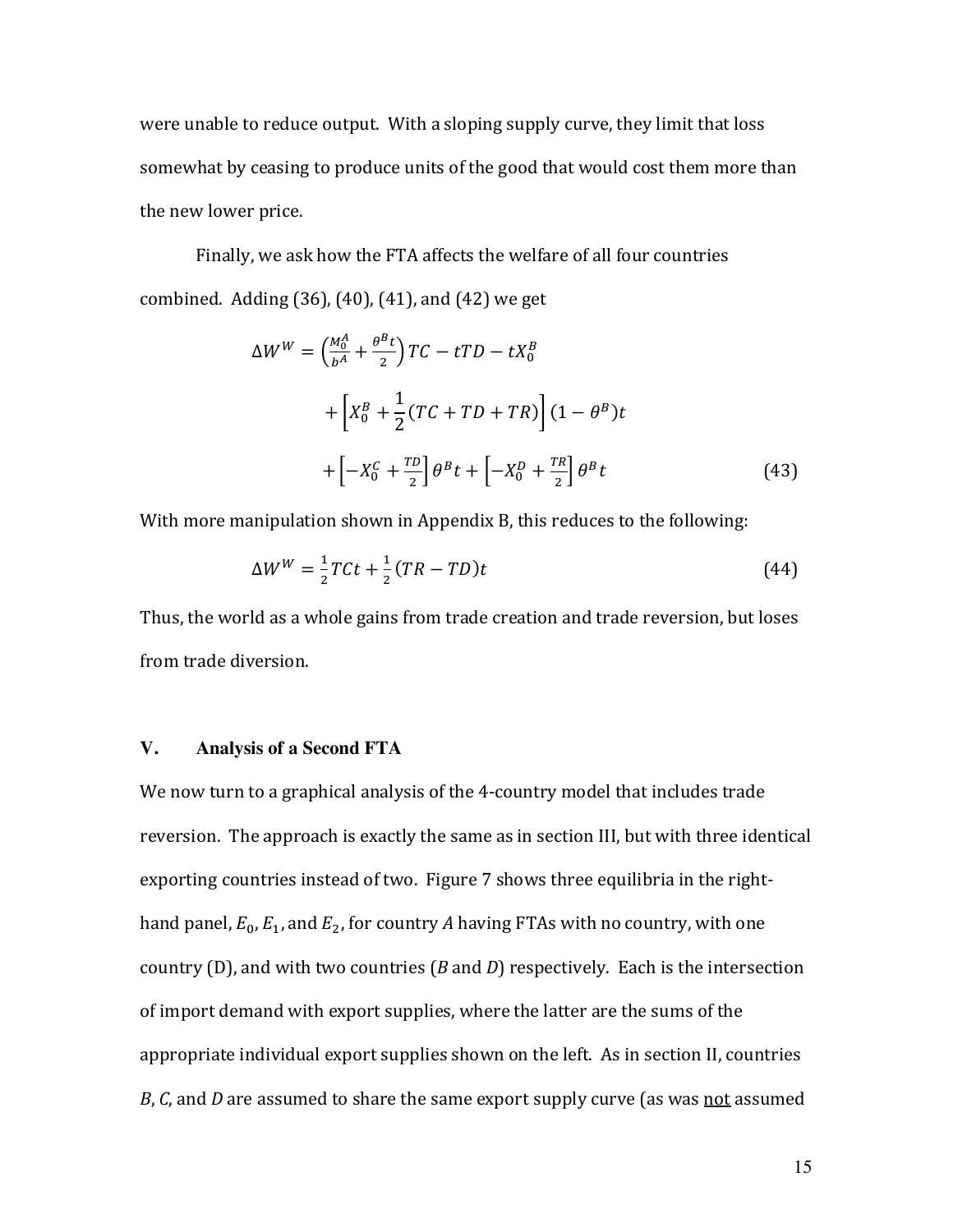were unable to reduce output. With a sloping supply curve, they limit that loss somewhat by ceasing to produce units of the good that would cost them more than the new lower price.

Finally, we ask how the FTA affects the welfare of all four countries combined. Adding (36), (40), (41), and (42) we get

$$\Delta W^W = \left(\frac{M_0^A}{b^A} + \frac{\theta^B t}{2}\right) TC - tTD - tX_0^B$$
$$+ \left[X_0^B + \frac{1}{2}(TC + TD + TR)\right](1 - \theta^B)t$$
$$+ \left[-X_0^C + \frac{TD}{2}\right]\theta^B t + \left[-X_0^D + \frac{TR}{2}\right]\theta^B t \qquad (43)$$

With more manipulation shown in Appendix B, this reduces to the following:

$$\Delta W^W = \frac{1}{2}TCt + \frac{1}{2}(TR - TD)t \qquad (44)$$

Thus, the world as a whole gains from trade creation and trade reversion, but loses from trade diversion.

## V. Analysis of a Second FTA

We now turn to a graphical analysis of the 4-country model that includes trade reversion. The approach is exactly the same as in section III, but with three identical exporting countries instead of two. Figure 7 shows three equilibria in the right-hand panel, $E_0$, $E_1$, and $E_2$, for country *A* having FTAs with no country, with one country (D), and with two countries (*B* and *D*) respectively. Each is the intersection of import demand with export supplies, where the latter are the sums of the appropriate individual export supplies shown on the left. As in section II, countries *B*, *C*, and *D* are assumed to share the same export supply curve (as was not assumed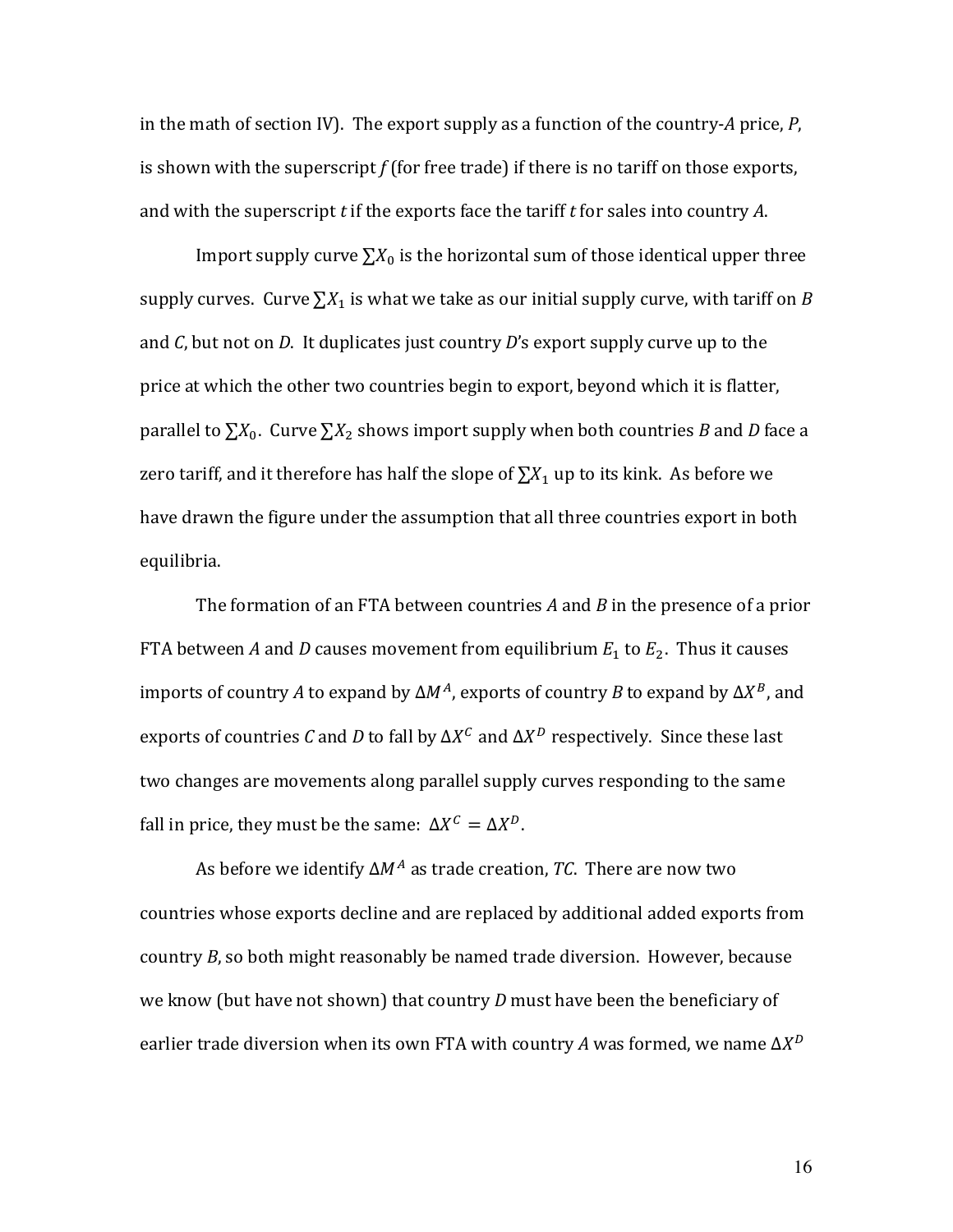in the math of section IV). The export supply as a function of the country-*A* price, *P*, is shown with the superscript *f* (for free trade) if there is no tariff on those exports, and with the superscript *t* if the exports face the tariff *t* for sales into country *A*.

Import supply curve $\sum X_0$ is the horizontal sum of those identical upper three supply curves. Curve $\sum X_1$ is what we take as our initial supply curve, with tariff on *B* and *C*, but not on *D*. It duplicates just country *D*'s export supply curve up to the price at which the other two countries begin to export, beyond which it is flatter, parallel to $\sum X_0$. Curve $\sum X_2$ shows import supply when both countries *B* and *D* face a zero tariff, and it therefore has half the slope of $\sum X_1$ up to its kink. As before we have drawn the figure under the assumption that all three countries export in both equilibria.

The formation of an FTA between countries *A* and *B* in the presence of a prior FTA between *A* and *D* causes movement from equilibrium $E_1$ to $E_2$. Thus it causes imports of country *A* to expand by $\Delta M^A$, exports of country *B* to expand by $\Delta X^B$, and exports of countries *C* and *D* to fall by $\Delta X^C$ and $\Delta X^D$ respectively. Since these last two changes are movements along parallel supply curves responding to the same fall in price, they must be the same: $\Delta X^C = \Delta X^D$.

As before we identify $\Delta M^A$ as trade creation, *TC*. There are now two countries whose exports decline and are replaced by additional added exports from country *B*, so both might reasonably be named trade diversion. However, because we know (but have not shown) that country *D* must have been the beneficiary of earlier trade diversion when its own FTA with country *A* was formed, we name $\Delta X^D$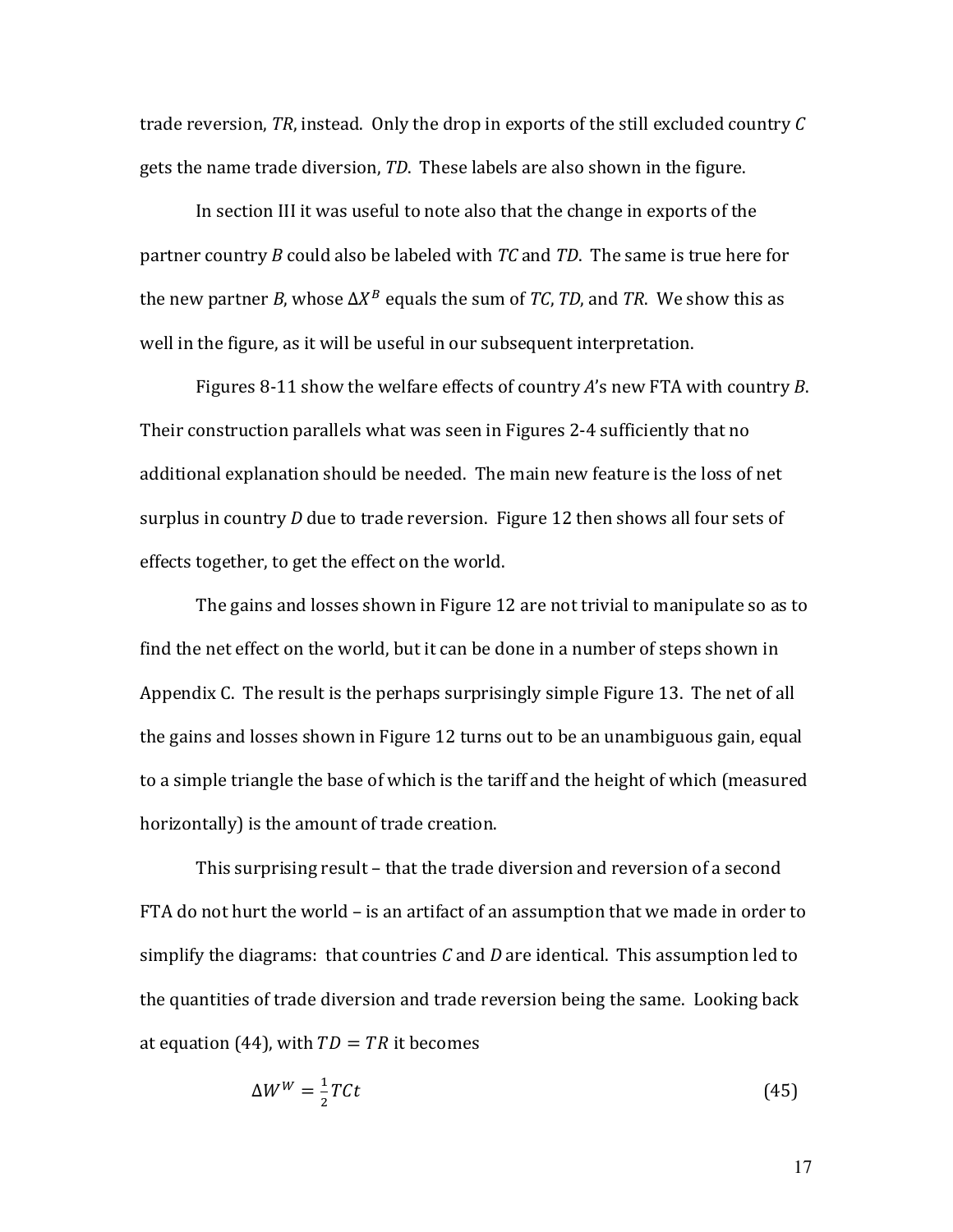trade reversion, $TR$, instead. Only the drop in exports of the still excluded country $C$ gets the name trade diversion, $TD$. These labels are also shown in the figure.

In section III it was useful to note also that the change in exports of the partner country $B$ could also be labeled with $TC$ and $TD$. The same is true here for the new partner $B$, whose $\Delta X^B$ equals the sum of $TC$, $TD$, and $TR$. We show this as well in the figure, as it will be useful in our subsequent interpretation.

Figures 8-11 show the welfare effects of country $A$'s new FTA with country $B$. Their construction parallels what was seen in Figures 2-4 sufficiently that no additional explanation should be needed. The main new feature is the loss of net surplus in country $D$ due to trade reversion. Figure 12 then shows all four sets of effects together, to get the effect on the world.

The gains and losses shown in Figure 12 are not trivial to manipulate so as to find the net effect on the world, but it can be done in a number of steps shown in Appendix C. The result is the perhaps surprisingly simple Figure 13. The net of all the gains and losses shown in Figure 12 turns out to be an unambiguous gain, equal to a simple triangle the base of which is the tariff and the height of which (measured horizontally) is the amount of trade creation.

This surprising result – that the trade diversion and reversion of a second FTA do not hurt the world – is an artifact of an assumption that we made in order to simplify the diagrams: that countries $C$ and $D$ are identical. This assumption led to the quantities of trade diversion and trade reversion being the same. Looking back at equation (44), with $TD = TR$ it becomes

$$\Delta W^W = \frac{1}{2} TCt \tag{45}$$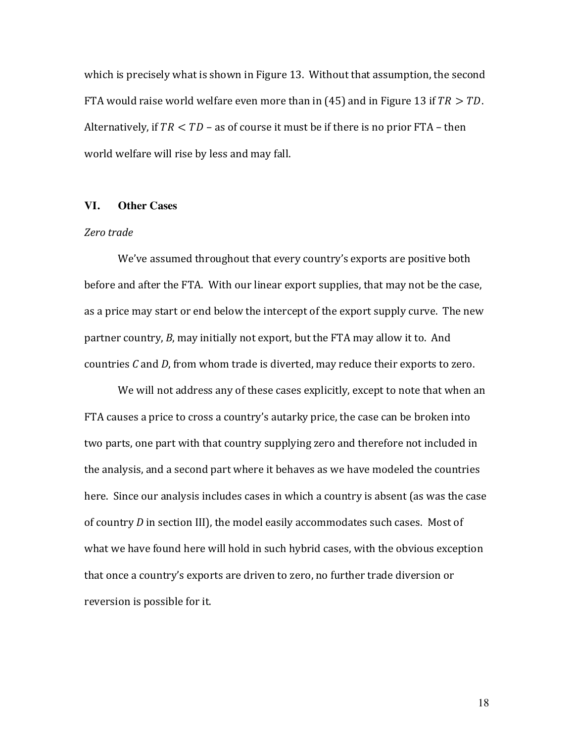which is precisely what is shown in Figure 13. Without that assumption, the second FTA would raise world welfare even more than in (45) and in Figure 13 if $TR > TD$. Alternatively, if $TR < TD$ – as of course it must be if there is no prior FTA – then world welfare will rise by less and may fall.

## VI. Other Cases

*Zero trade*

We've assumed throughout that every country's exports are positive both before and after the FTA. With our linear export supplies, that may not be the case, as a price may start or end below the intercept of the export supply curve. The new partner country, *B*, may initially not export, but the FTA may allow it to. And countries *C* and *D*, from whom trade is diverted, may reduce their exports to zero.

We will not address any of these cases explicitly, except to note that when an FTA causes a price to cross a country's autarky price, the case can be broken into two parts, one part with that country supplying zero and therefore not included in the analysis, and a second part where it behaves as we have modeled the countries here. Since our analysis includes cases in which a country is absent (as was the case of country *D* in section III), the model easily accommodates such cases. Most of what we have found here will hold in such hybrid cases, with the obvious exception that once a country's exports are driven to zero, no further trade diversion or reversion is possible for it.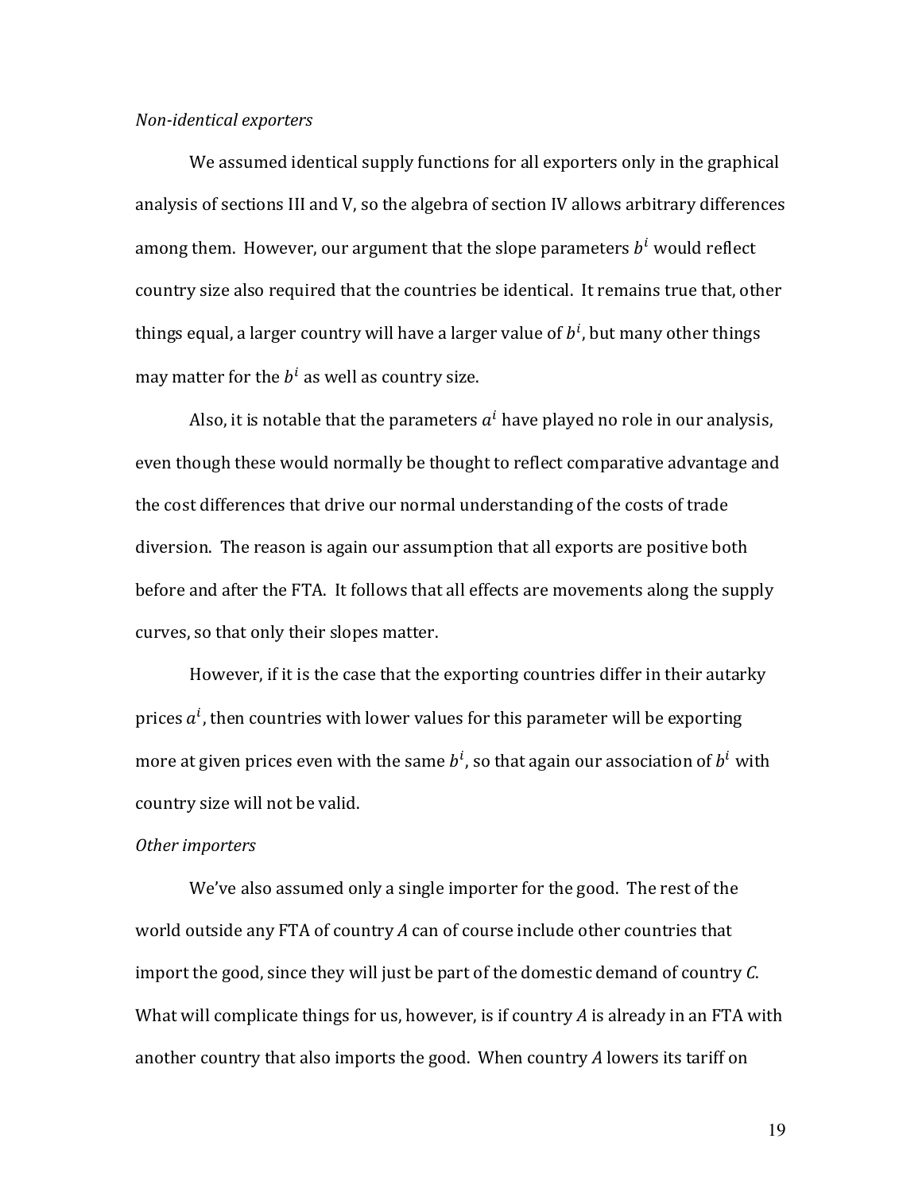*Non-identical exporters*

We assumed identical supply functions for all exporters only in the graphical analysis of sections III and V, so the algebra of section IV allows arbitrary differences among them. However, our argument that the slope parameters $b^i$ would reflect country size also required that the countries be identical. It remains true that, other things equal, a larger country will have a larger value of $b^i$, but many other things may matter for the $b^i$ as well as country size.

Also, it is notable that the parameters $a^i$ have played no role in our analysis, even though these would normally be thought to reflect comparative advantage and the cost differences that drive our normal understanding of the costs of trade diversion. The reason is again our assumption that all exports are positive both before and after the FTA. It follows that all effects are movements along the supply curves, so that only their slopes matter.

However, if it is the case that the exporting countries differ in their autarky prices $a^i$, then countries with lower values for this parameter will be exporting more at given prices even with the same $b^i$, so that again our association of $b^i$ with country size will not be valid.

*Other importers*

We've also assumed only a single importer for the good. The rest of the world outside any FTA of country *A* can of course include other countries that import the good, since they will just be part of the domestic demand of country *C*. What will complicate things for us, however, is if country *A* is already in an FTA with another country that also imports the good. When country *A* lowers its tariff on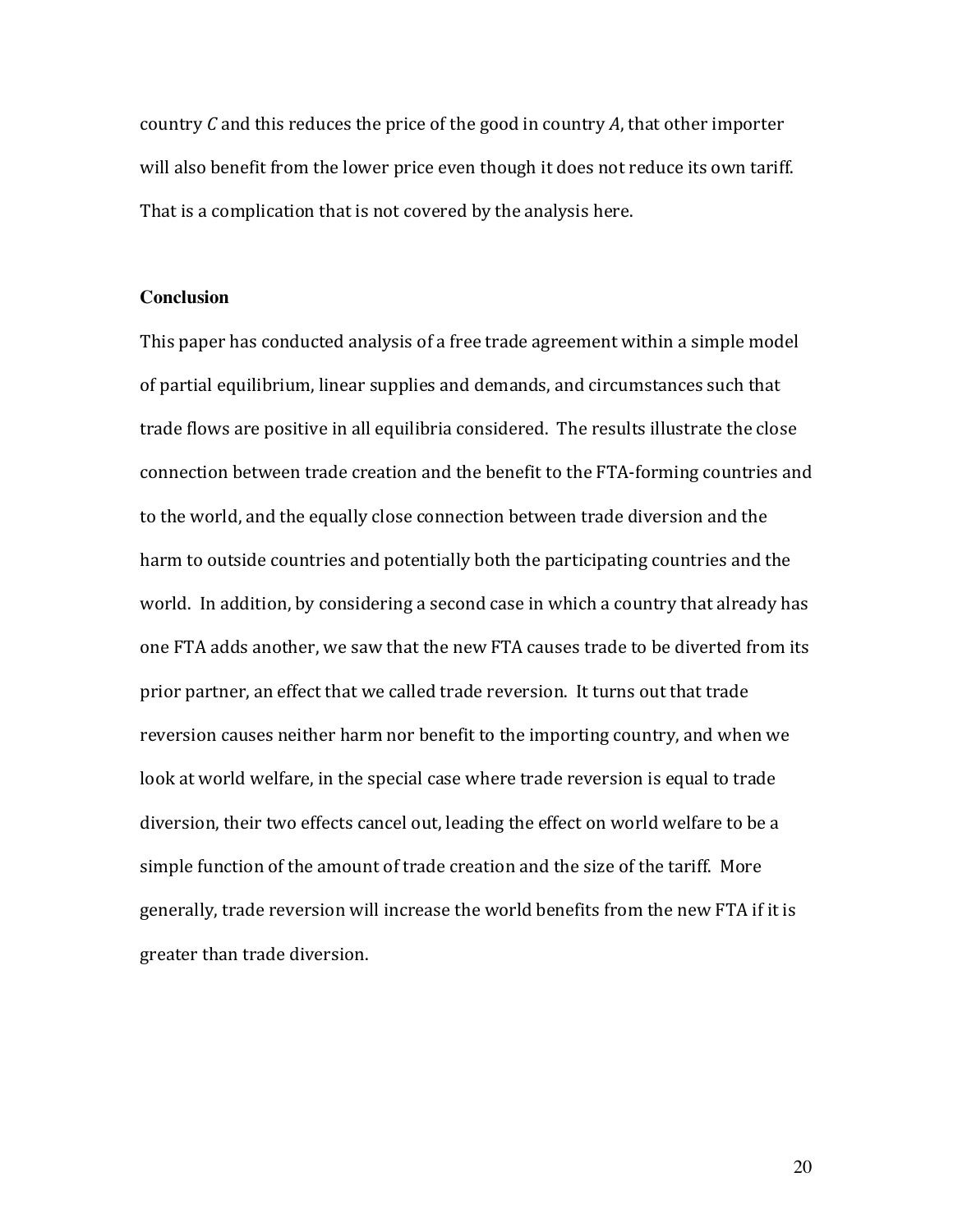country $C$ and this reduces the price of the good in country $A$, that other importer will also benefit from the lower price even though it does not reduce its own tariff. That is a complication that is not covered by the analysis here.

## Conclusion

This paper has conducted analysis of a free trade agreement within a simple model of partial equilibrium, linear supplies and demands, and circumstances such that trade flows are positive in all equilibria considered. The results illustrate the close connection between trade creation and the benefit to the FTA-forming countries and to the world, and the equally close connection between trade diversion and the harm to outside countries and potentially both the participating countries and the world. In addition, by considering a second case in which a country that already has one FTA adds another, we saw that the new FTA causes trade to be diverted from its prior partner, an effect that we called trade reversion. It turns out that trade reversion causes neither harm nor benefit to the importing country, and when we look at world welfare, in the special case where trade reversion is equal to trade diversion, their two effects cancel out, leading the effect on world welfare to be a simple function of the amount of trade creation and the size of the tariff. More generally, trade reversion will increase the world benefits from the new FTA if it is greater than trade diversion.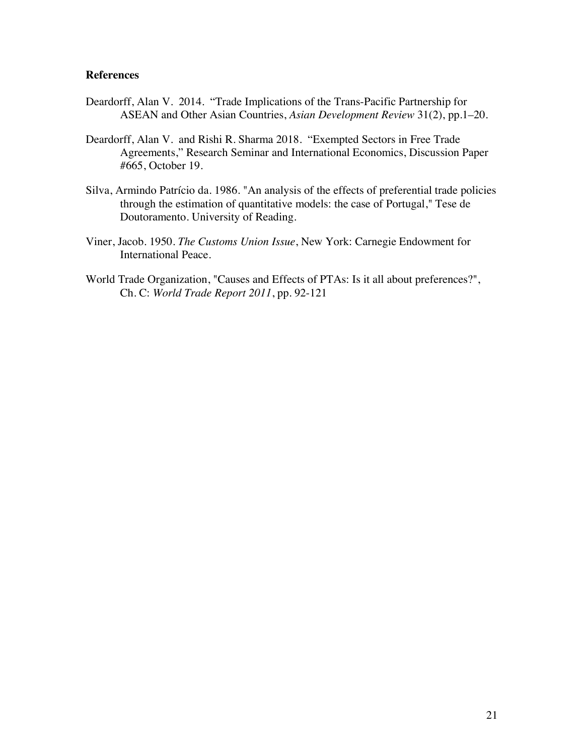**References**

Deardorff, Alan V. 2014. "Trade Implications of the Trans-Pacific Partnership for ASEAN and Other Asian Countries, *Asian Development Review* 31(2), pp.1–20.

Deardorff, Alan V. and Rishi R. Sharma 2018. "Exempted Sectors in Free Trade Agreements," Research Seminar and International Economics, Discussion Paper #665, October 19.

Silva, Armindo Patrício da. 1986. "An analysis of the effects of preferential trade policies through the estimation of quantitative models: the case of Portugal," Tese de Doutoramento. University of Reading.

Viner, Jacob. 1950. *The Customs Union Issue*, New York: Carnegie Endowment for International Peace.

World Trade Organization, "Causes and Effects of PTAs: Is it all about preferences?", Ch. C: *World Trade Report 2011*, pp. 92-121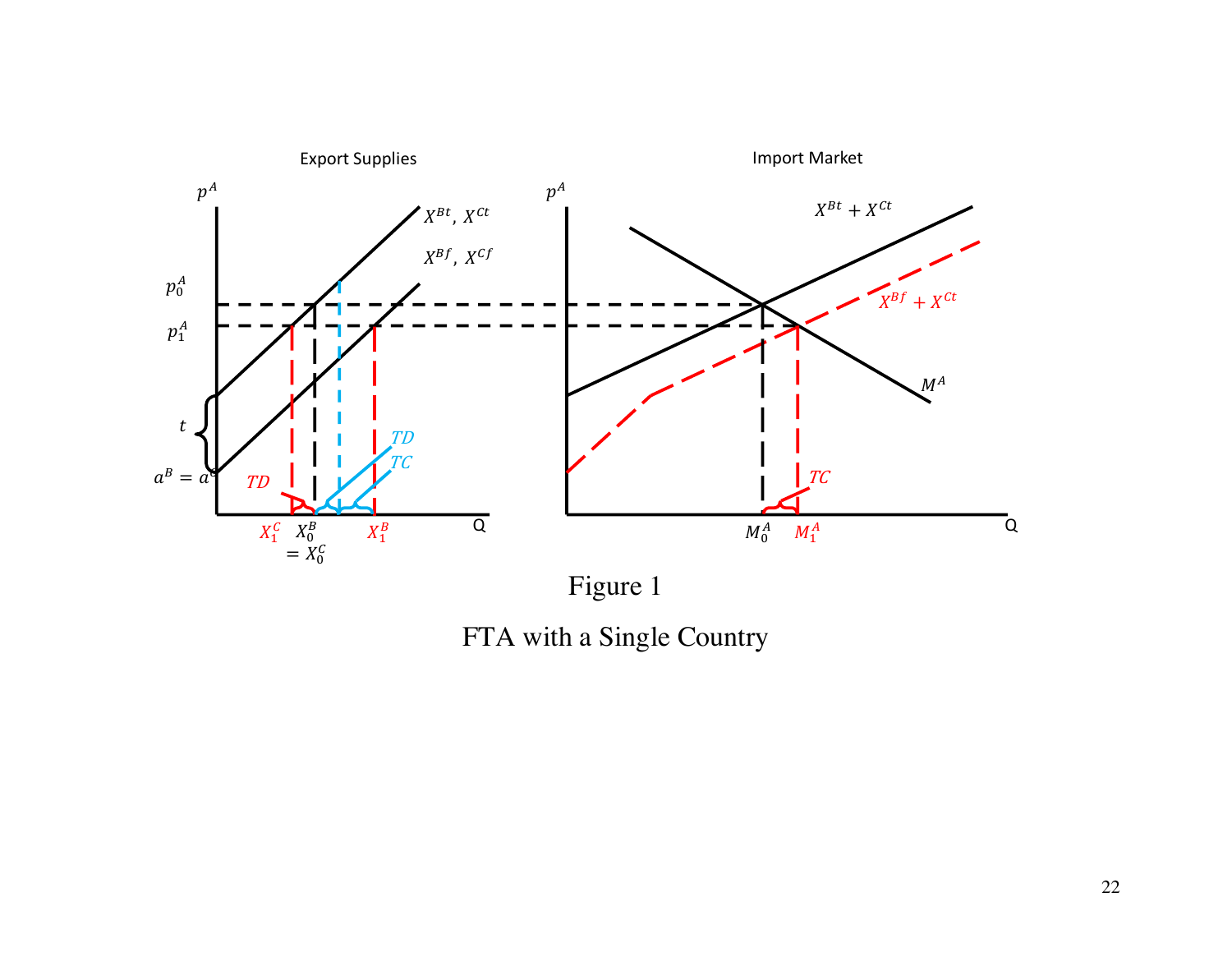Figure 1

FTA with a Single Country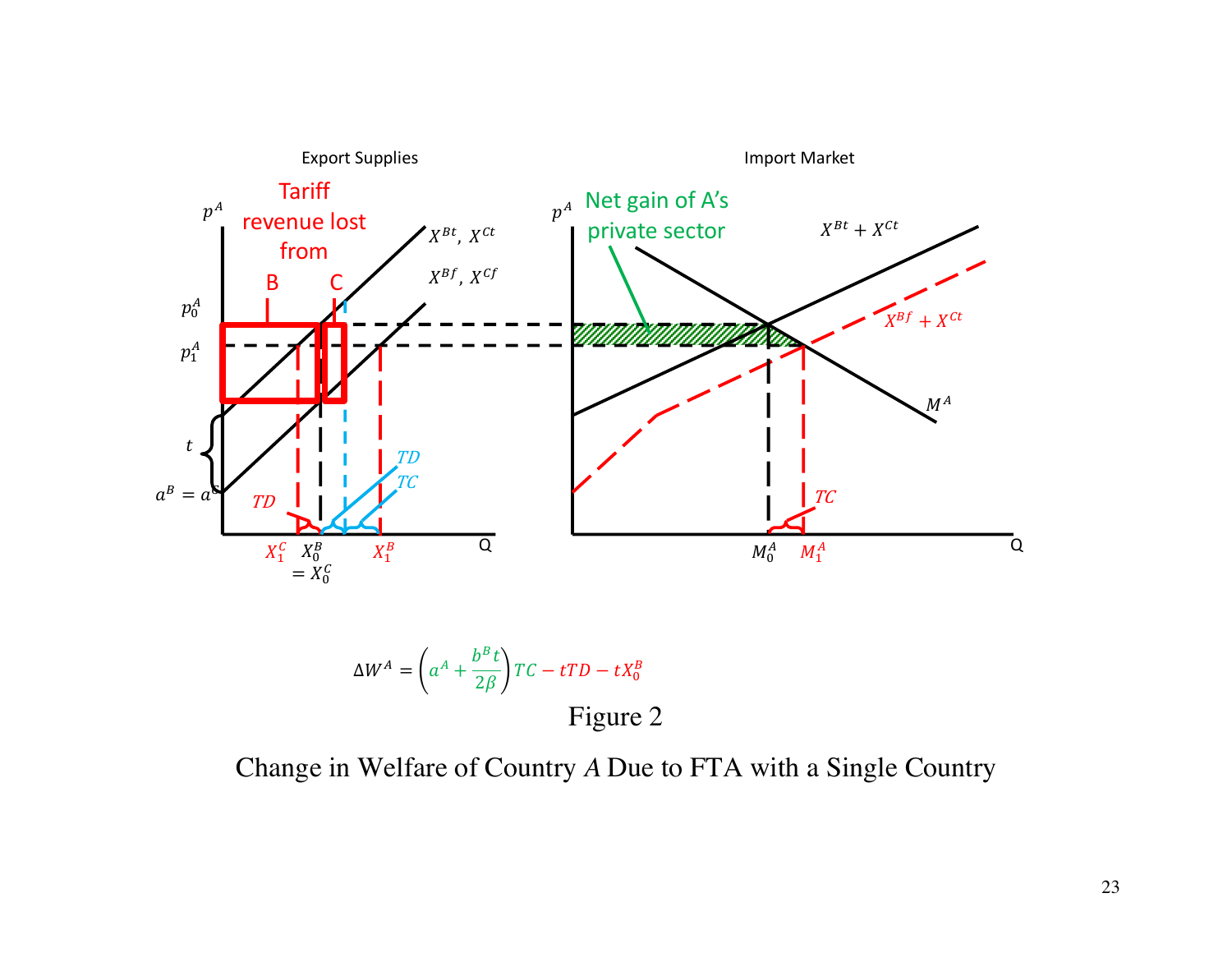Export Supplies

Import Market

Tariff revenue lost from

B C

Net gain of A's private sector

$p^A$ $p_0^A$ $p_1^A$ $t$ $a^B = a^C$ $TD$ $X_1^C$ $X_0^B = X_0^C$ $X_1^B$ Q

$X^{Bt}, X^{Ct}$ $X^{Bf}, X^{Cf}$ $TD$ $TC$

$X^{Bt} + X^{Ct}$ $X^{Bf} + X^{Ct}$ $M^A$ $TC$ $M_0^A$ $M_1^A$ Q

$$\Delta W^A = \left(a^A + \frac{b^B t}{2\beta}\right) TC - tTD - tX_0^B$$

Figure 2

Change in Welfare of Country *A* Due to FTA with a Single Country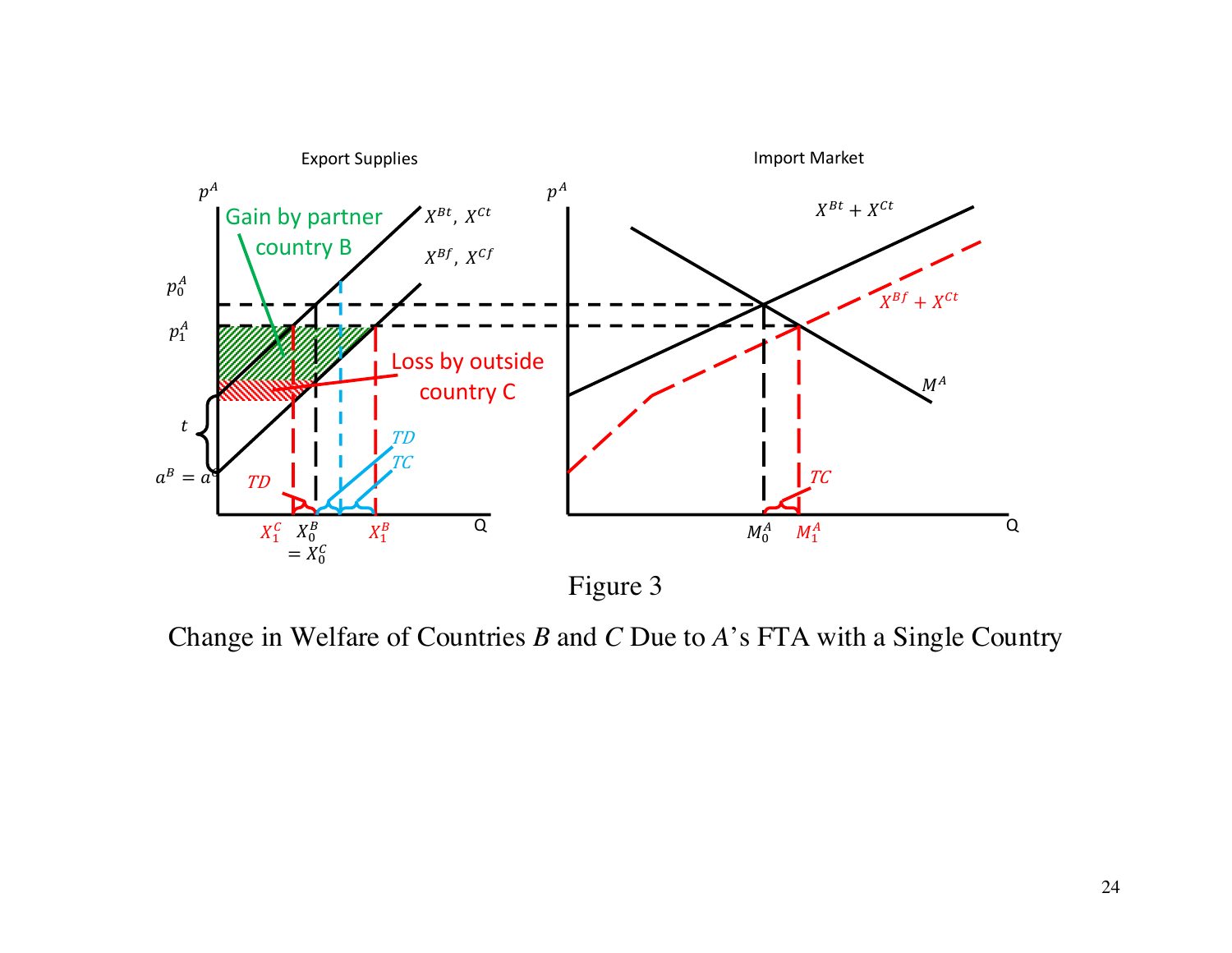Figure 3

Change in Welfare of Countries $B$ and $C$ Due to $A$'s FTA with a Single Country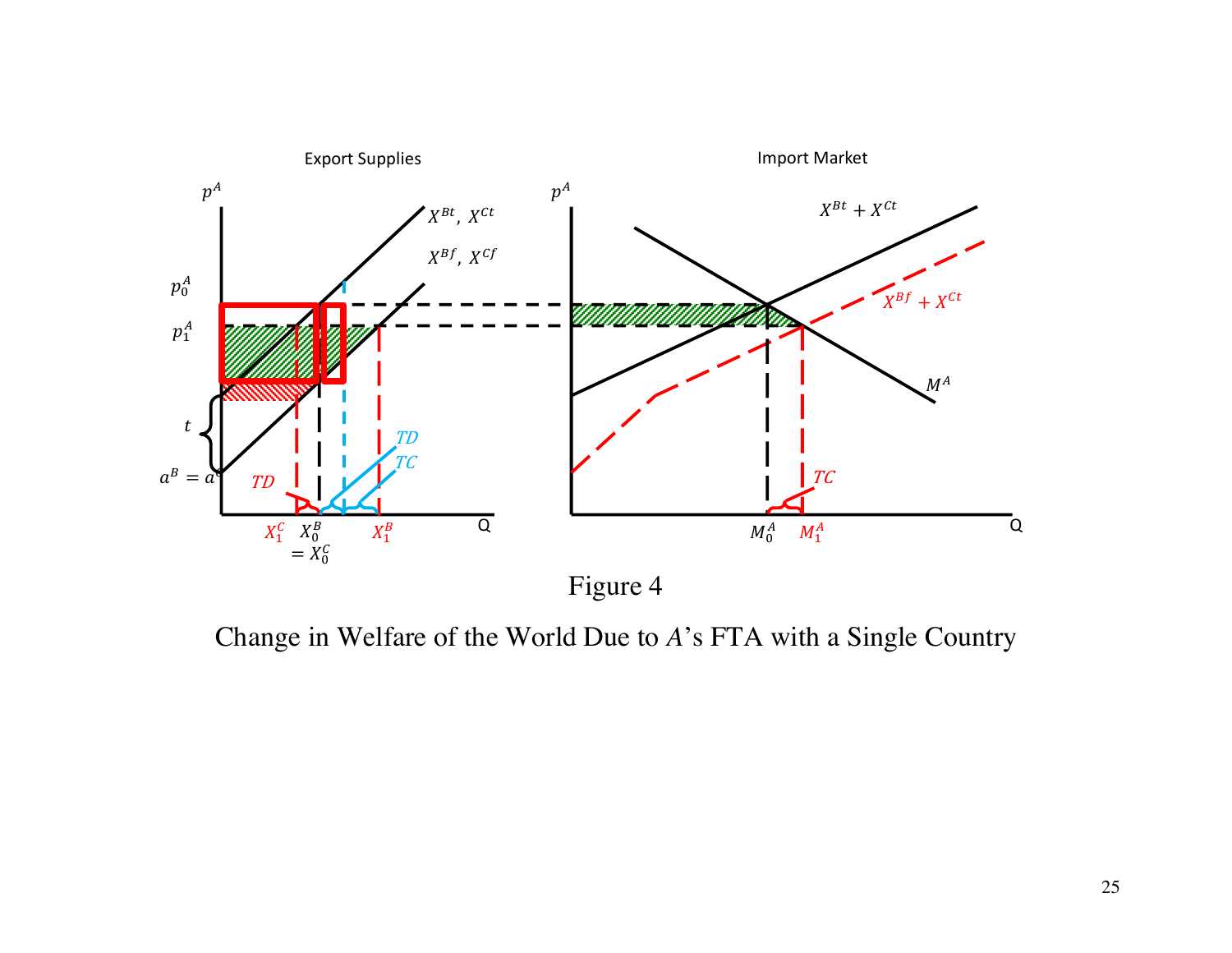Figure 4

Change in Welfare of the World Due to $A$'s FTA with a Single Country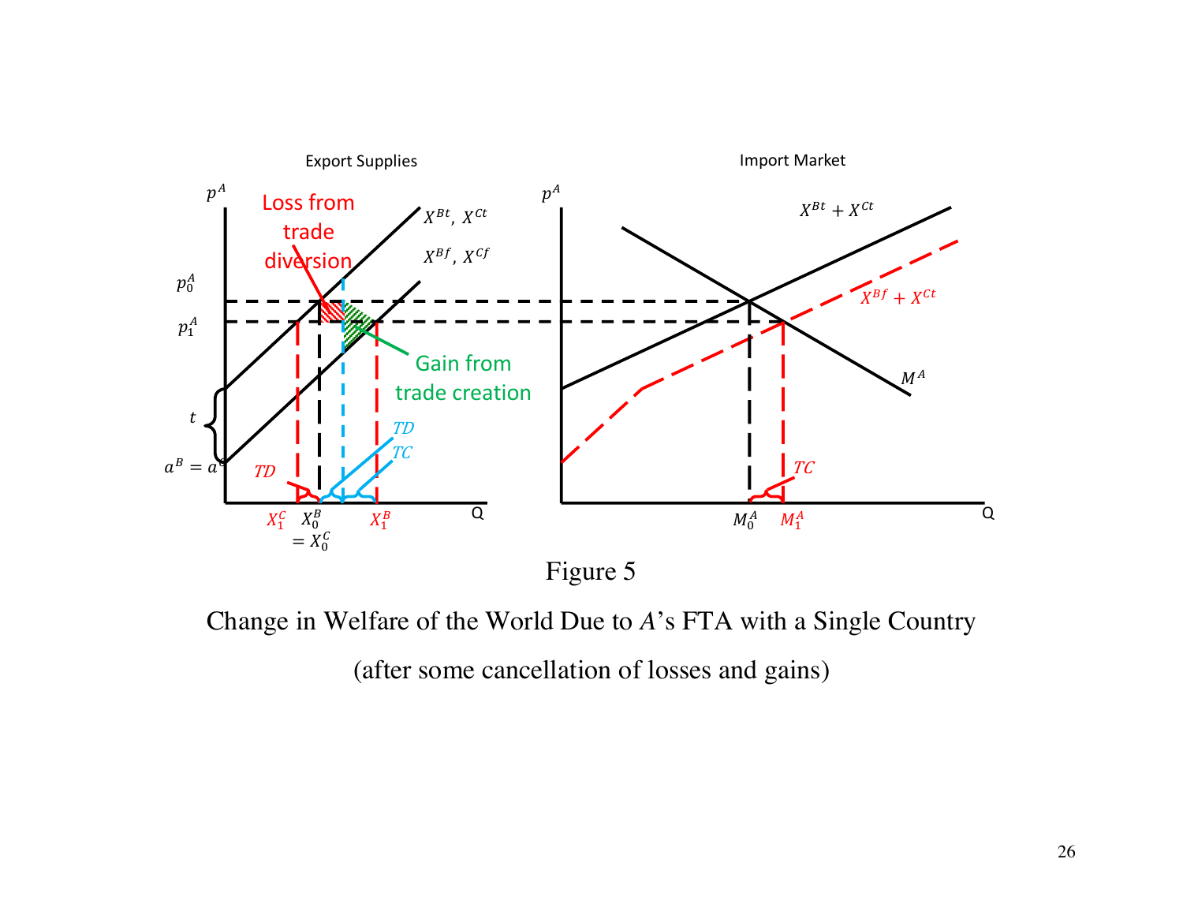Figure 5

Change in Welfare of the World Due to *A*'s FTA with a Single Country

(after some cancellation of losses and gains)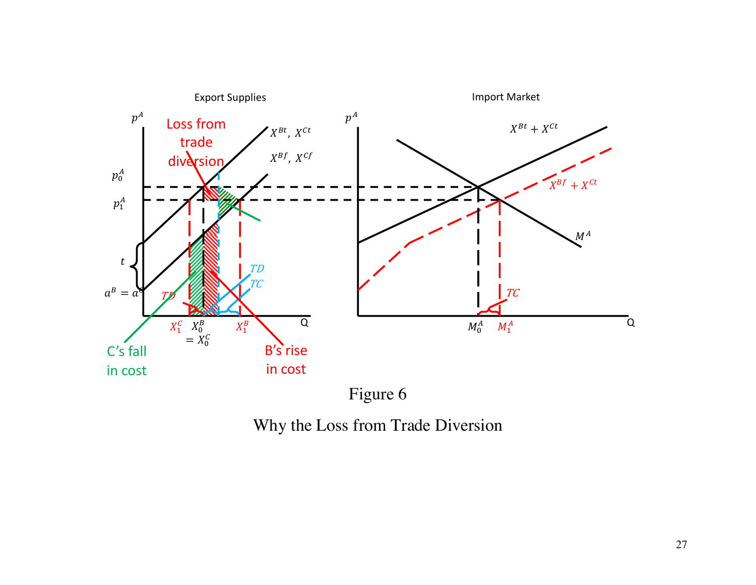Figure 6

Why the Loss from Trade Diversion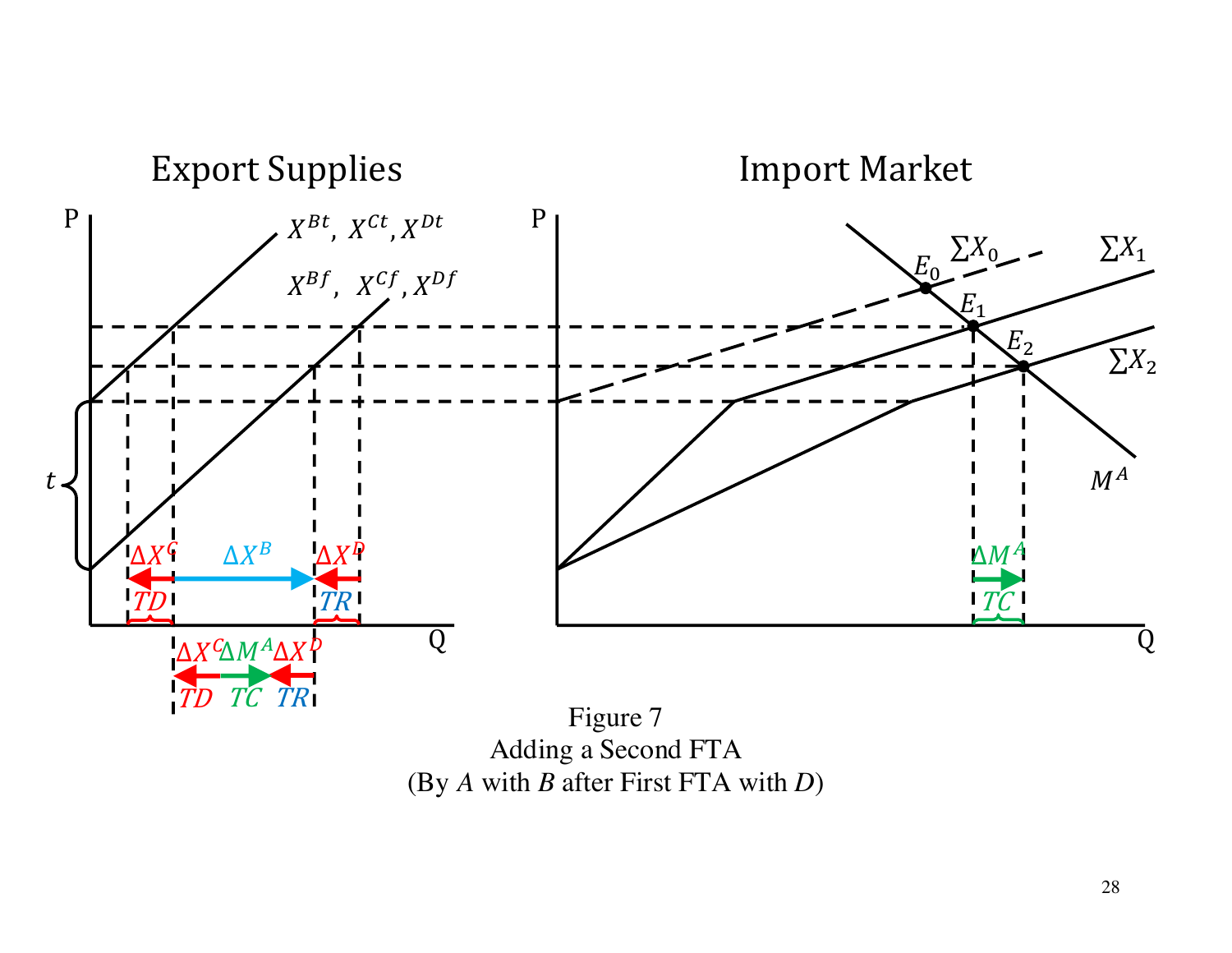Figure 7
Adding a Second FTA
(By *A* with *B* after First FTA with *D*)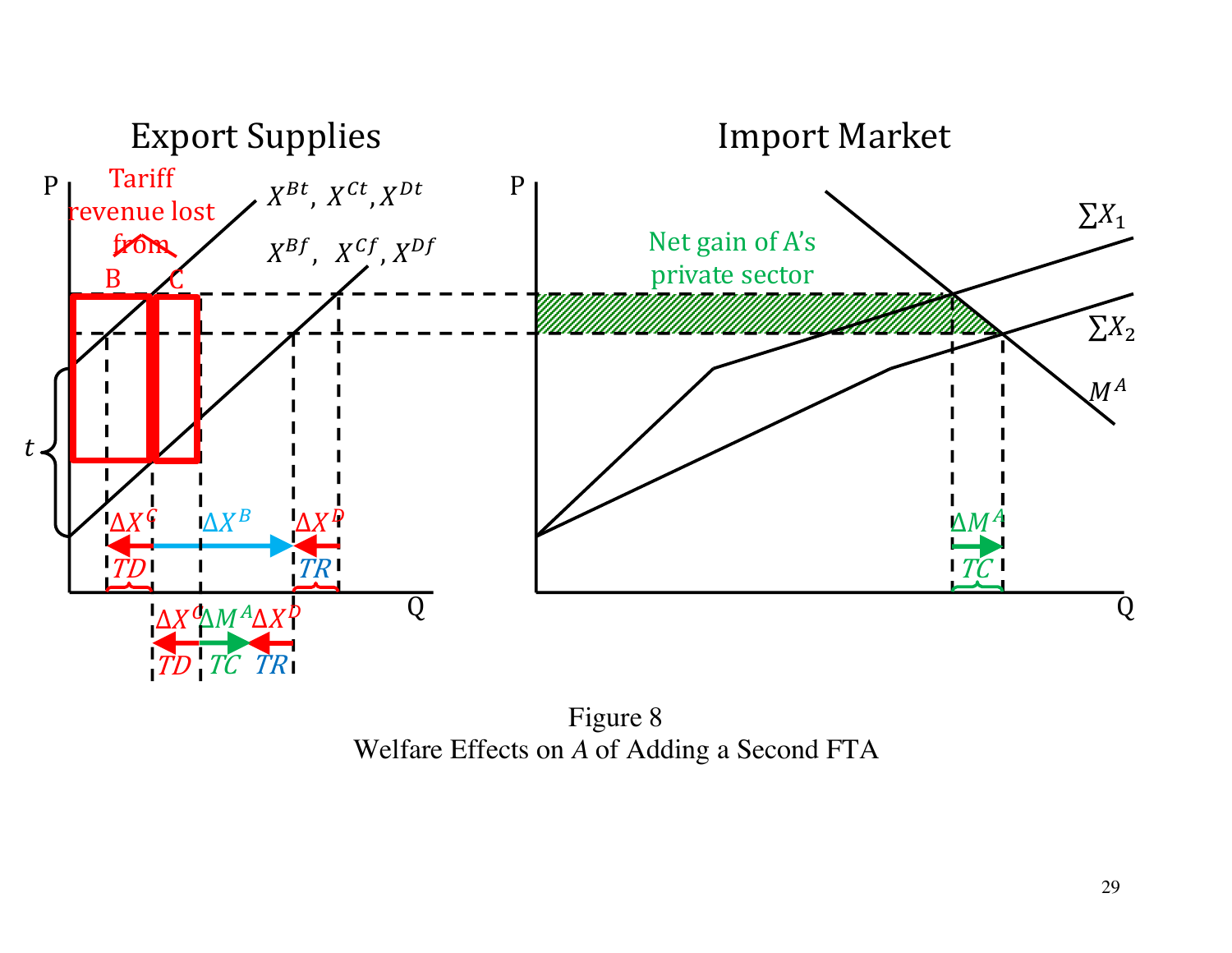Figure 8
Welfare Effects on *A* of Adding a Second FTA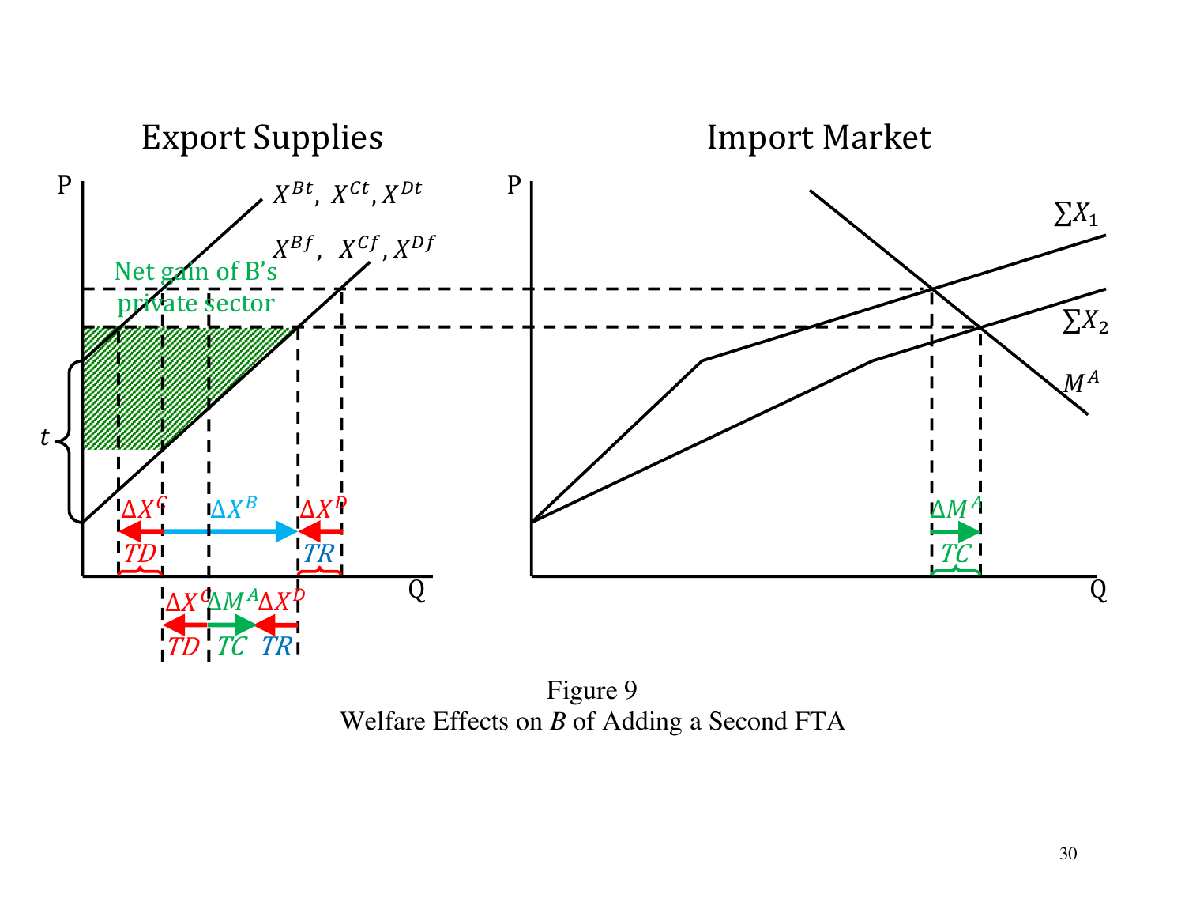Figure 9
Welfare Effects on *B* of Adding a Second FTA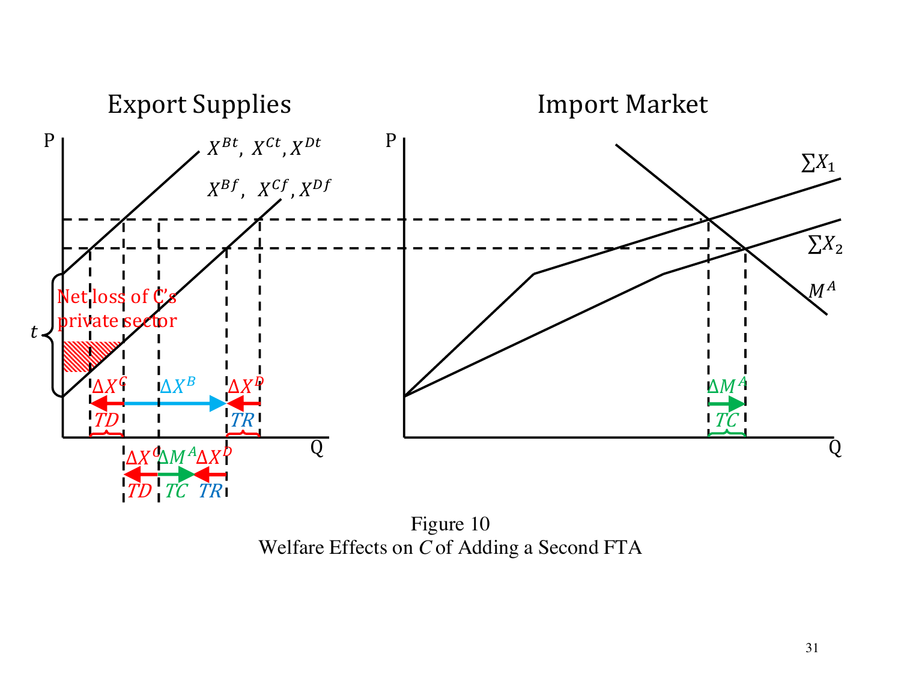Figure 10
Welfare Effects on $C$ of Adding a Second FTA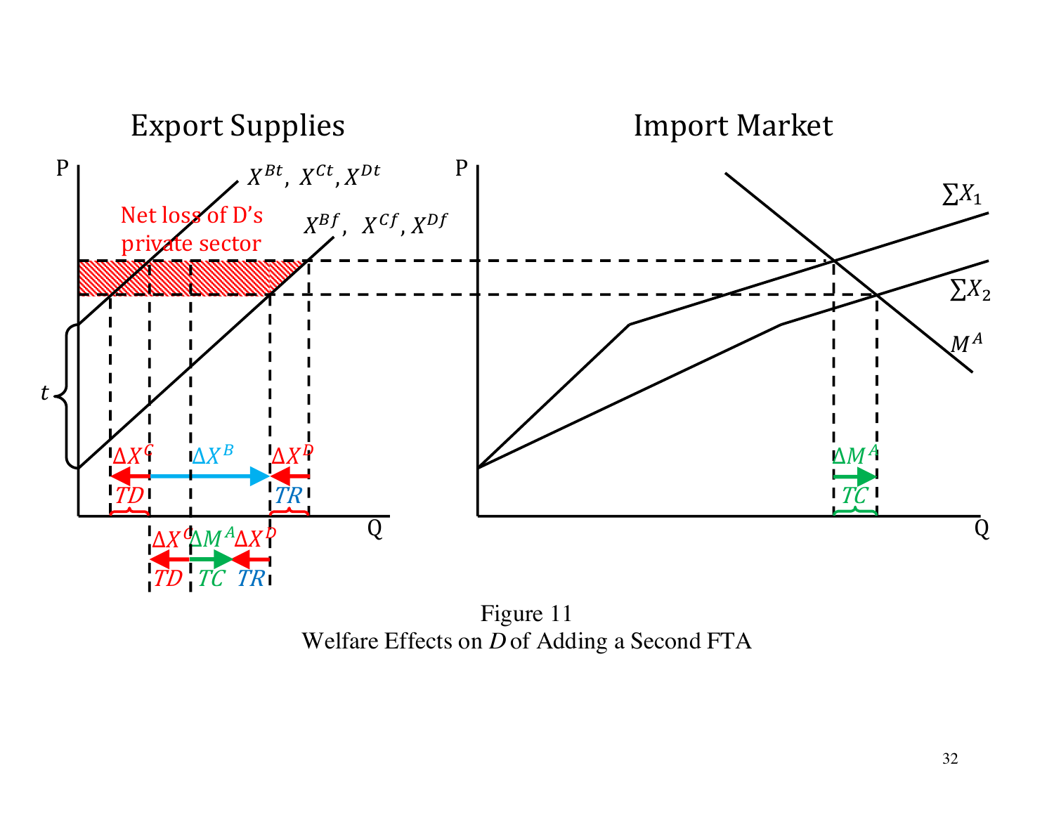Figure 11
Welfare Effects on $D$ of Adding a Second FTA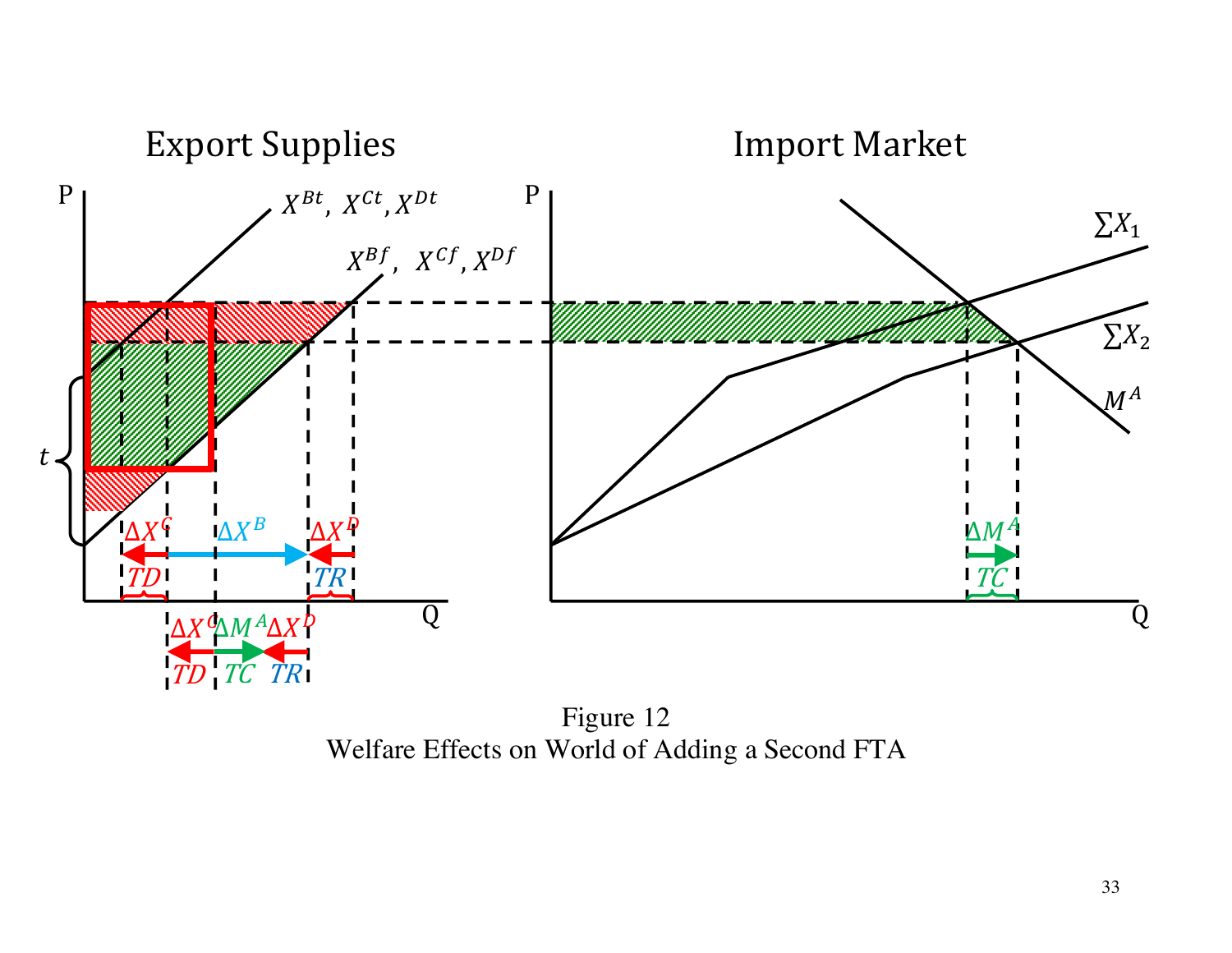Figure 12
Welfare Effects on World of Adding a Second FTA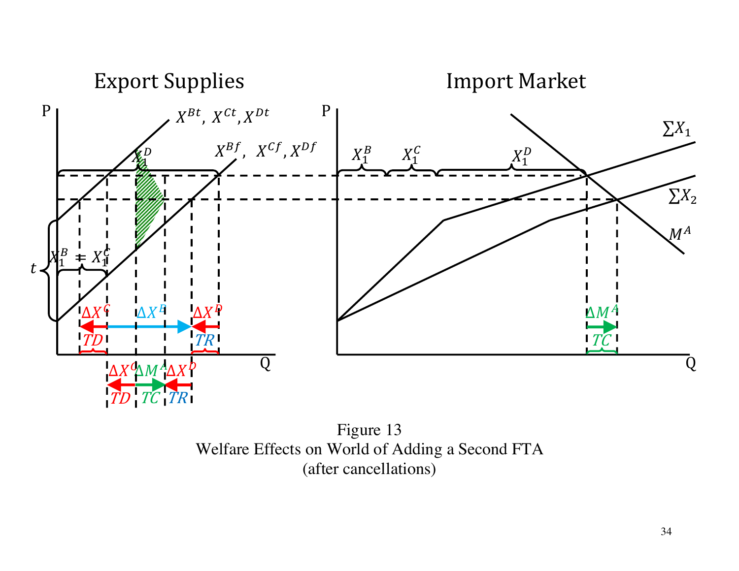Figure 13
Welfare Effects on World of Adding a Second FTA
(after cancellations)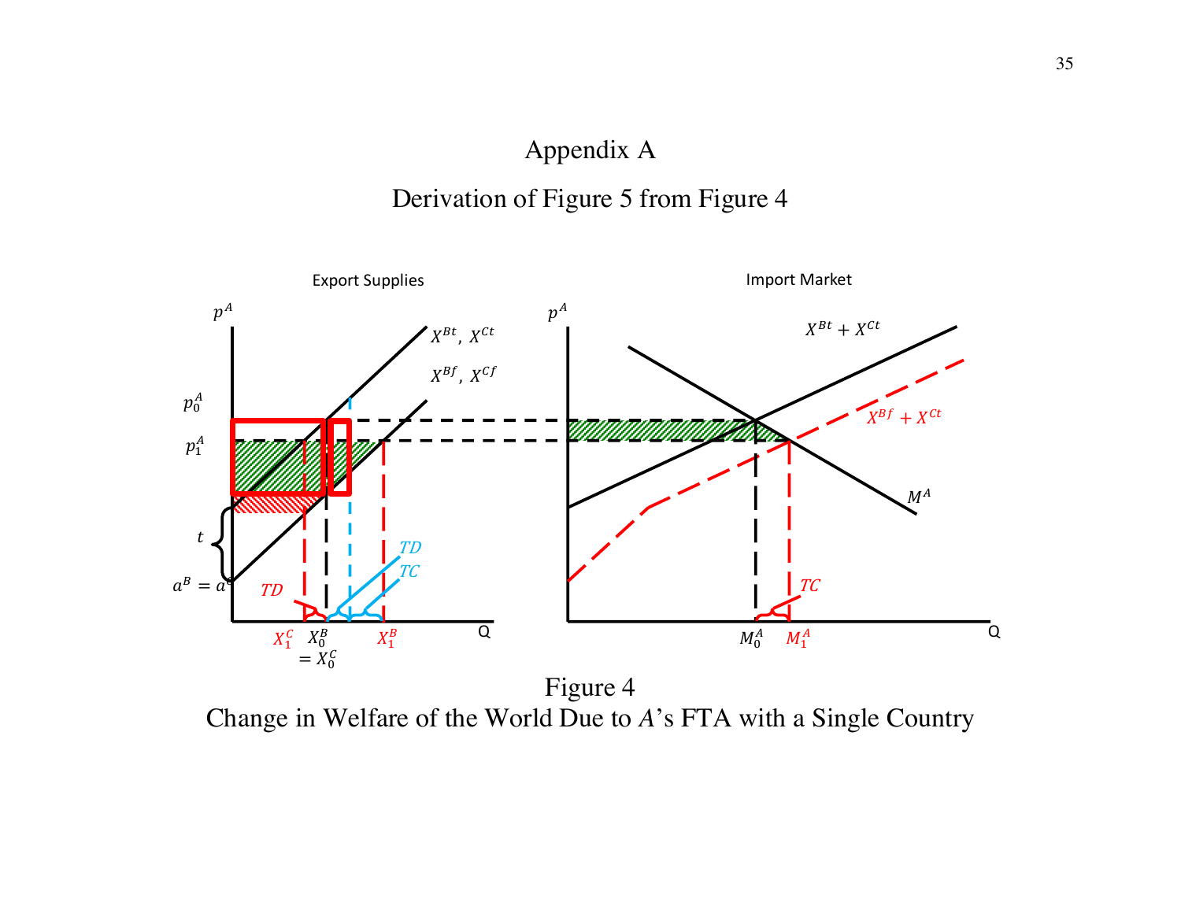# Appendix A

## Derivation of Figure 5 from Figure 4

Figure 4
Change in Welfare of the World Due to *A*'s FTA with a Single Country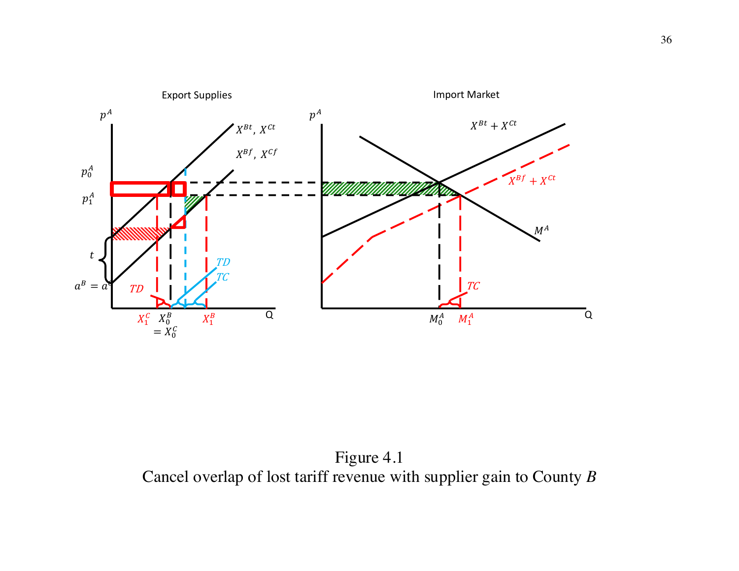Figure 4.1
Cancel overlap of lost tariff revenue with supplier gain to County *B*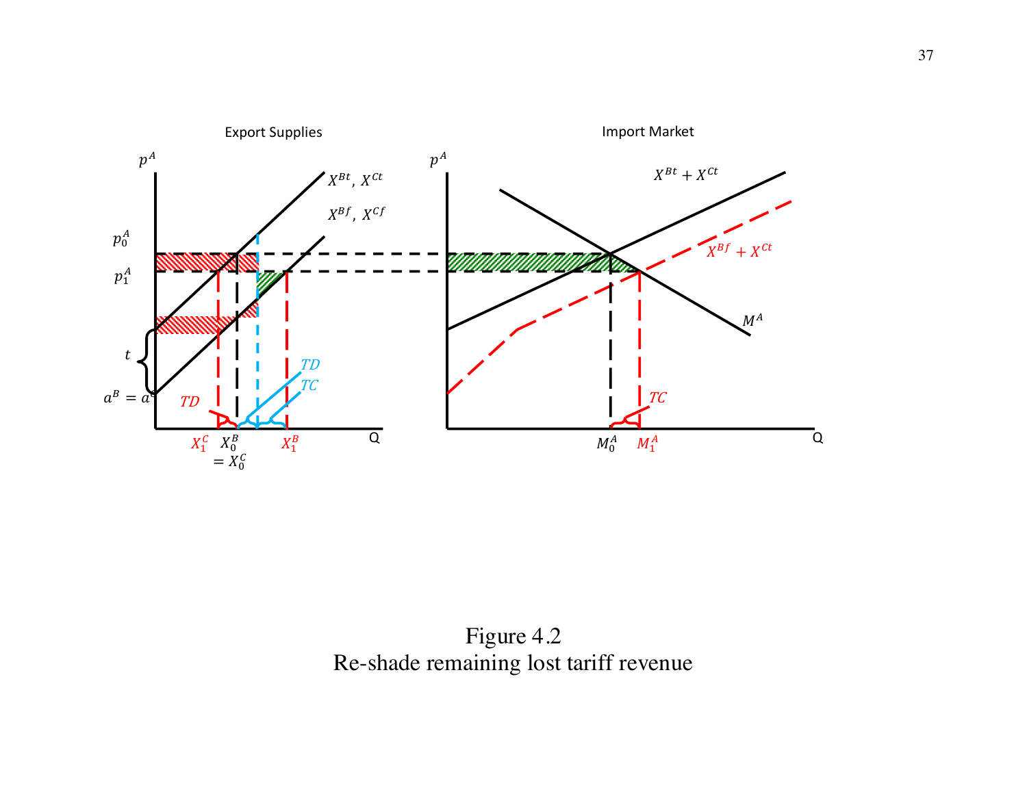Figure 4.2
Re-shade remaining lost tariff revenue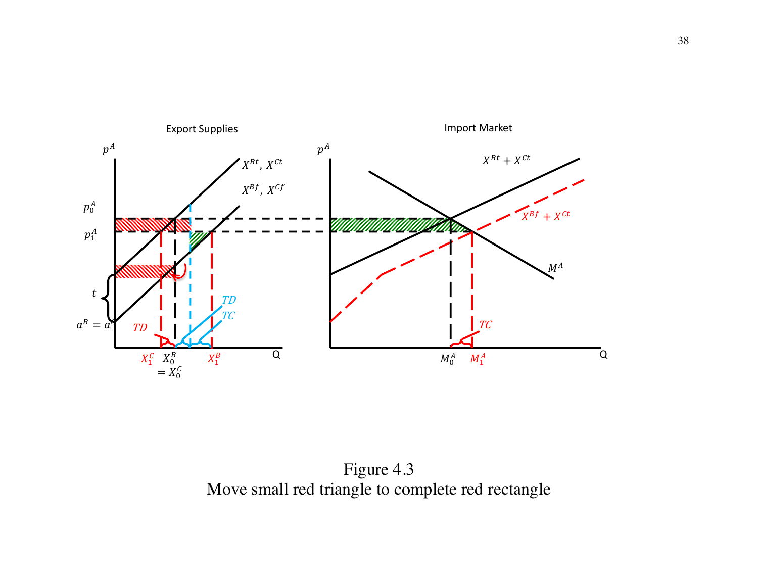Figure 4.3
Move small red triangle to complete red rectangle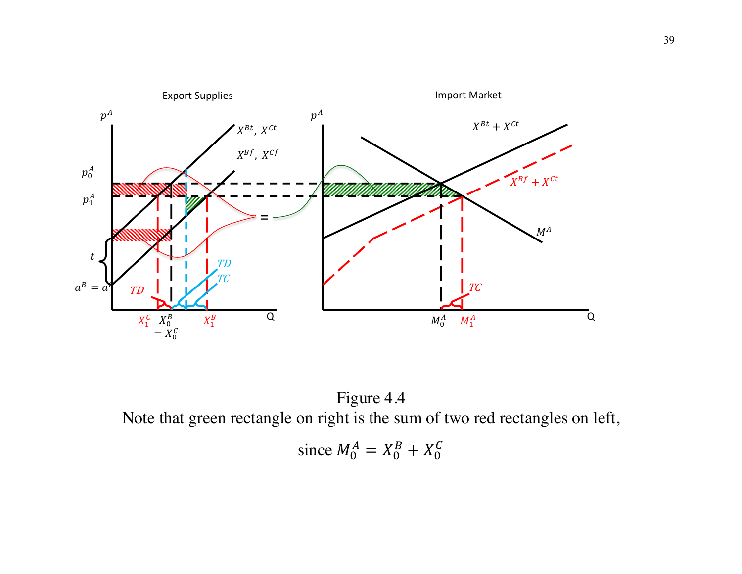Figure 4.4

Note that green rectangle on right is the sum of two red rectangles on left,

since $M_0^A = X_0^B + X_0^C$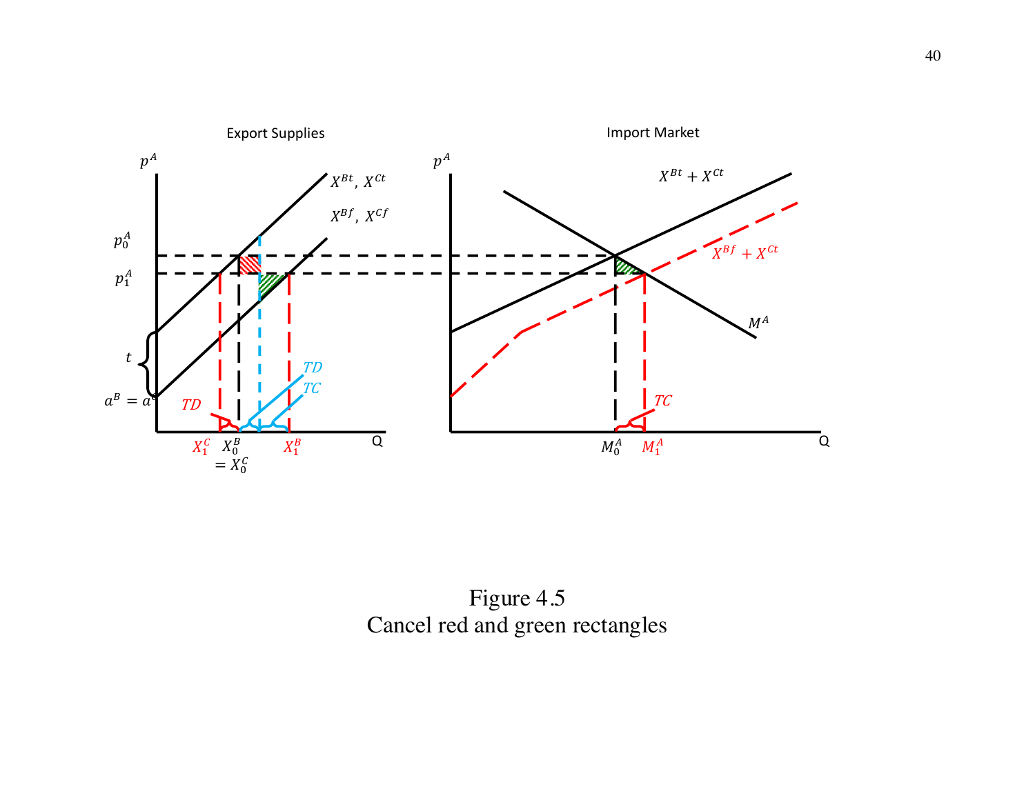Figure 4.5
Cancel red and green rectangles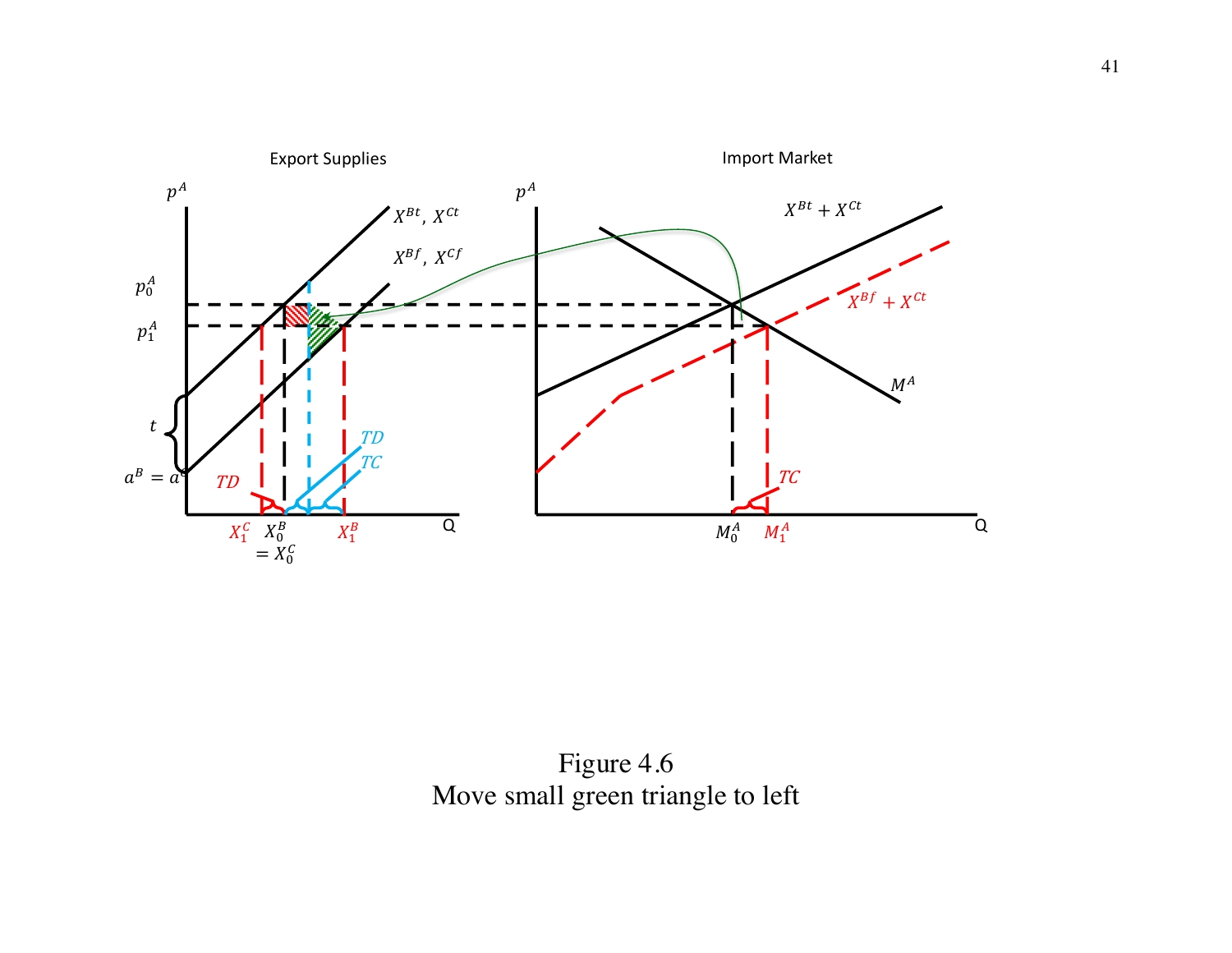Figure 4.6
Move small green triangle to left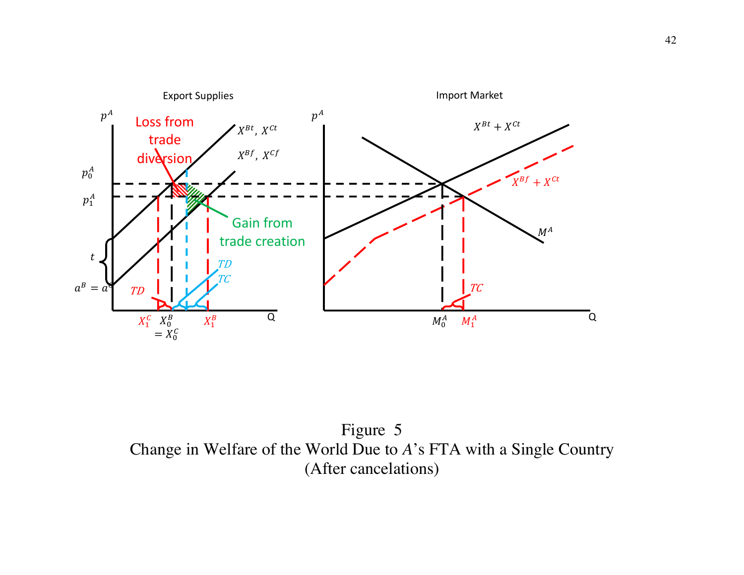Figure 5
Change in Welfare of the World Due to *A*'s FTA with a Single Country
(After cancelations)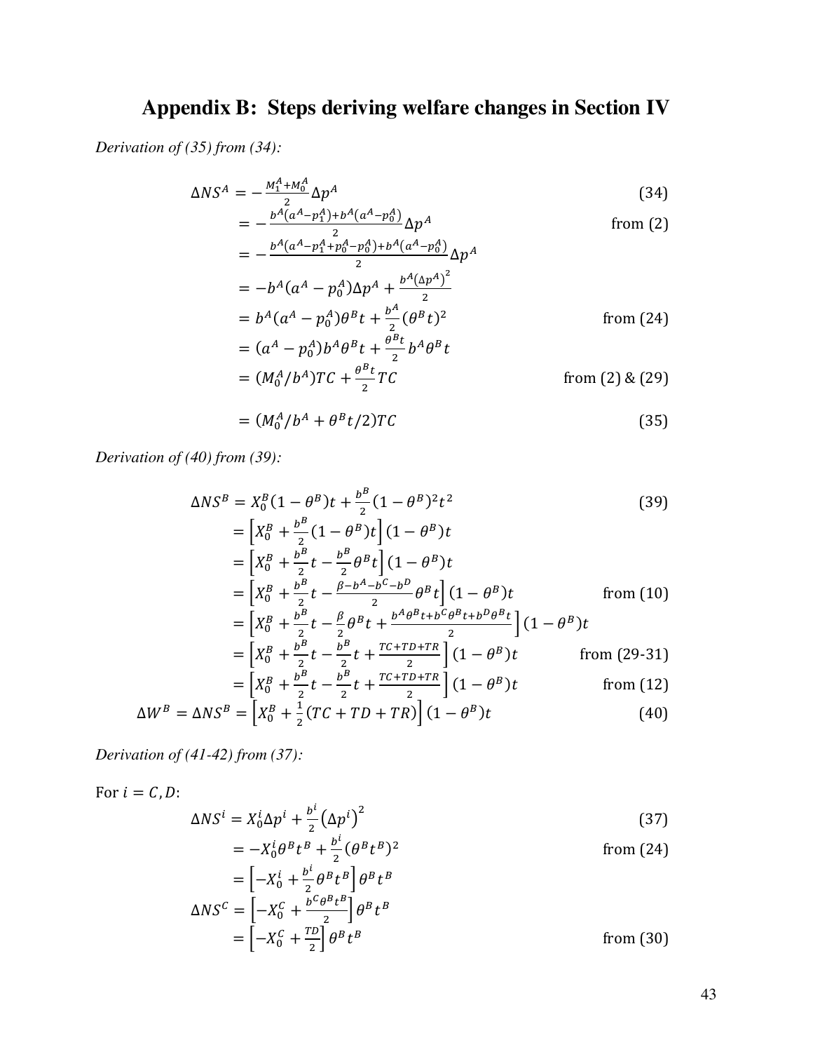# Appendix B: Steps deriving welfare changes in Section IV

*Derivation of (35) from (34):*

$$
\begin{aligned}
\Delta NS^A &= -\frac{M_1^A + M_0^A}{2}\Delta p^A && (34)\\
&= -\frac{b^A(a^A - p_1^A) + b^A(a^A - p_0^A)}{2}\Delta p^A && \text{from (2)}\\
&= -\frac{b^A(a^A - p_1^A + p_0^A - p_0^A) + b^A(a^A - p_0^A)}{2}\Delta p^A &&\\
&= -b^A(a^A - p_0^A)\Delta p^A + \frac{b^A(\Delta p^A)^2}{2} &&\\
&= b^A(a^A - p_0^A)\theta^B t + \frac{b^A}{2}(\theta^B t)^2 && \text{from (24)}\\
&= (a^A - p_0^A)b^A\theta^B t + \frac{\theta^B t}{2} b^A\theta^B t &&\\
&= (M_0^A/b^A)TC + \frac{\theta^B t}{2}TC && \text{from (2) \& (29)}\\
&= (M_0^A/b^A + \theta^B t/2)TC && (35)
\end{aligned}
$$

*Derivation of (40) from (39):*

$$
\begin{aligned}
\Delta NS^B &= X_0^B(1-\theta^B)t + \frac{b^B}{2}(1-\theta^B)^2 t^2 && (39)\\
&= \left[X_0^B + \frac{b^B}{2}(1-\theta^B)t\right](1-\theta^B)t &&\\
&= \left[X_0^B + \frac{b^B}{2}t - \frac{b^B}{2}\theta^B t\right](1-\theta^B)t &&\\
&= \left[X_0^B + \frac{b^B}{2}t - \frac{\beta - b^A - b^C - b^D}{2}\theta^B t\right](1-\theta^B)t && \text{from (10)}\\
&= \left[X_0^B + \frac{b^B}{2}t - \frac{\beta}{2}\theta^B t + \frac{b^A\theta^B t + b^C\theta^B t + b^D\theta^B t}{2}\right](1-\theta^B)t &&\\
&= \left[X_0^B + \frac{b^B}{2}t - \frac{b^B}{2}t + \frac{TC + TD + TR}{2}\right](1-\theta^B)t && \text{from (29-31)}\\
&= \left[X_0^B + \frac{b^B}{2}t - \frac{b^B}{2}t + \frac{TC + TD + TR}{2}\right](1-\theta^B)t && \text{from (12)}\\
\Delta W^B = \Delta NS^B &= \left[X_0^B + \frac{1}{2}(TC + TD + TR)\right](1-\theta^B)t && (40)
\end{aligned}
$$

*Derivation of (41-42) from (37):*

For $i = C, D$:

$$
\begin{aligned}
\Delta NS^i &= X_0^i \Delta p^i + \frac{b^i}{2}(\Delta p^i)^2 && (37)\\
&= -X_0^i\theta^B t^B + \frac{b^i}{2}(\theta^B t^B)^2 && \text{from (24)}\\
&= \left[-X_0^i + \frac{b^i}{2}\theta^B t^B\right]\theta^B t^B &&\\
\Delta NS^C &= \left[-X_0^C + \frac{b^C\theta^B t^B}{2}\right]\theta^B t^B &&\\
&= \left[-X_0^C + \frac{TD}{2}\right]\theta^B t^B && \text{from (30)}
\end{aligned}
$$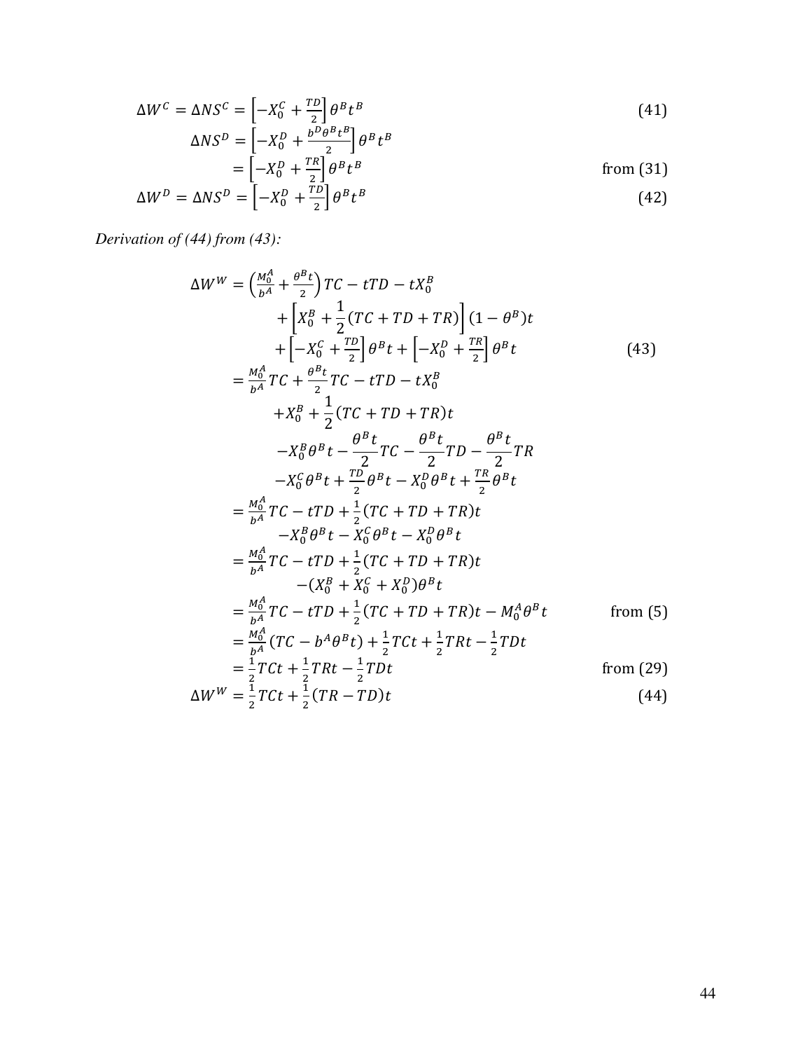$$\Delta W^C = \Delta NS^C = \left[-X_0^C + \frac{TD}{2}\right]\theta^B t^B \tag{41}$$

$$\Delta NS^D = \left[-X_0^D + \frac{b^D\theta^B t^B}{2}\right]\theta^B t^B$$

$$= \left[-X_0^D + \frac{TR}{2}\right]\theta^B t^B \qquad \text{from (31)}$$

$$\Delta W^D = \Delta NS^D = \left[-X_0^D + \frac{TD}{2}\right]\theta^B t^B \tag{42}$$

*Derivation of (44) from (43):*

$$\begin{aligned}
\Delta W^W &= \left(\frac{M_0^A}{b^A} + \frac{\theta^B t}{2}\right)TC - tTD - tX_0^B \\
&\quad + \left[X_0^B + \frac{1}{2}(TC + TD + TR)\right](1-\theta^B)t \\
&\quad + \left[-X_0^C + \frac{TD}{2}\right]\theta^B t + \left[-X_0^D + \frac{TR}{2}\right]\theta^B t \qquad (43) \\
&= \frac{M_0^A}{b^A}TC + \frac{\theta^B t}{2}TC - tTD - tX_0^B \\
&\quad + X_0^B + \frac{1}{2}(TC + TD + TR)t \\
&\quad - X_0^B\theta^B t - \frac{\theta^B t}{2}TC - \frac{\theta^B t}{2}TD - \frac{\theta^B t}{2}TR \\
&\quad - X_0^C\theta^B t + \frac{TD}{2}\theta^B t - X_0^D\theta^B t + \frac{TR}{2}\theta^B t \\
&= \frac{M_0^A}{b^A}TC - tTD + \frac{1}{2}(TC + TD + TR)t \\
&\quad - X_0^B\theta^B t - X_0^C\theta^B t - X_0^D\theta^B t \\
&= \frac{M_0^A}{b^A}TC - tTD + \frac{1}{2}(TC + TD + TR)t \\
&\quad - (X_0^B + X_0^C + X_0^D)\theta^B t \\
&= \frac{M_0^A}{b^A}TC - tTD + \frac{1}{2}(TC + TD + TR)t - M_0^A\theta^B t \qquad \text{from (5)} \\
&= \frac{M_0^A}{b^A}(TC - b^A\theta^B t) + \frac{1}{2}TCt + \frac{1}{2}TRt - \frac{1}{2}TDt \\
&= \frac{1}{2}TCt + \frac{1}{2}TRt - \frac{1}{2}TDt \qquad \text{from (29)} \\
\Delta W^W &= \frac{1}{2}TCt + \frac{1}{2}(TR - TD)t \qquad (44)
\end{aligned}$$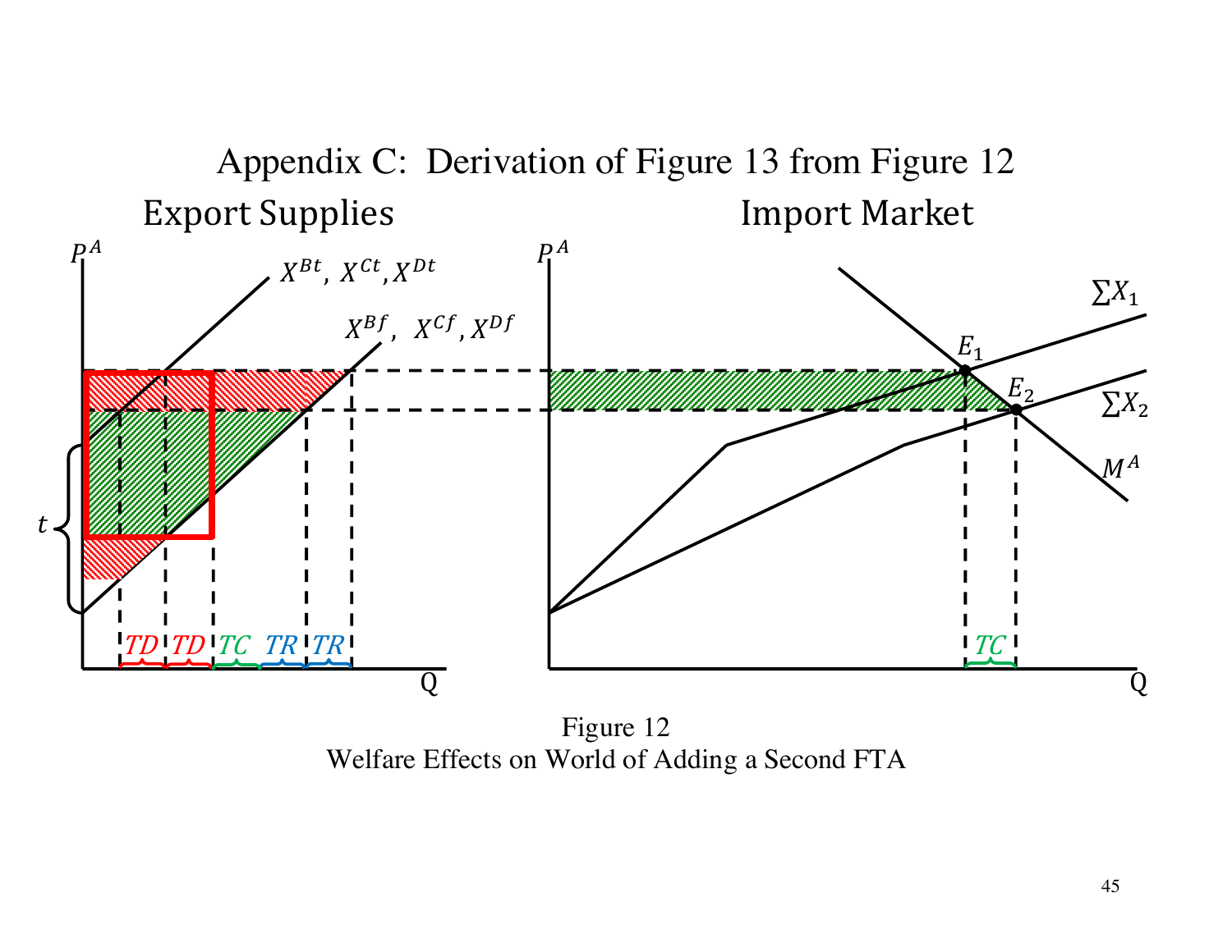# Appendix C: Derivation of Figure 13 from Figure 12

Figure 12
Welfare Effects on World of Adding a Second FTA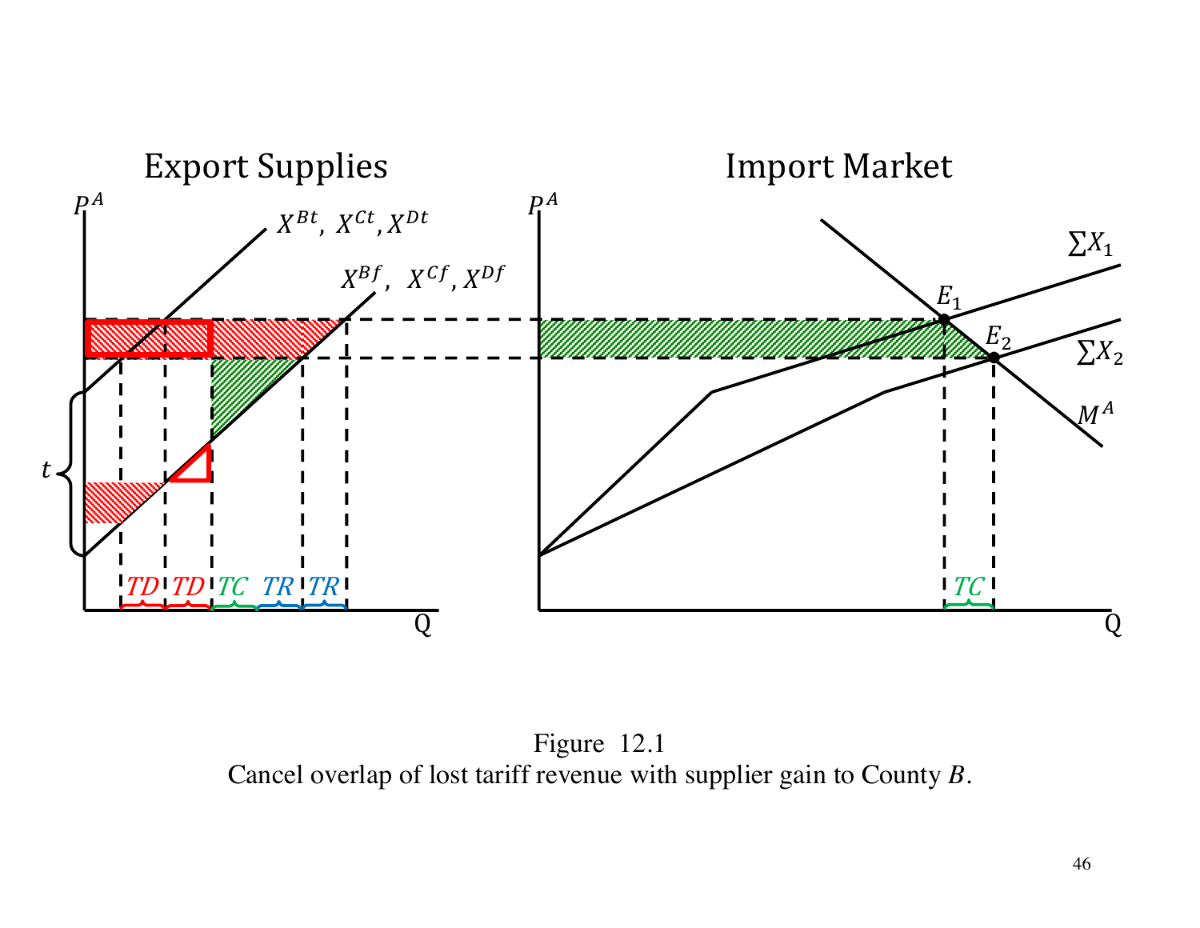Figure 12.1
Cancel overlap of lost tariff revenue with supplier gain to County *B*.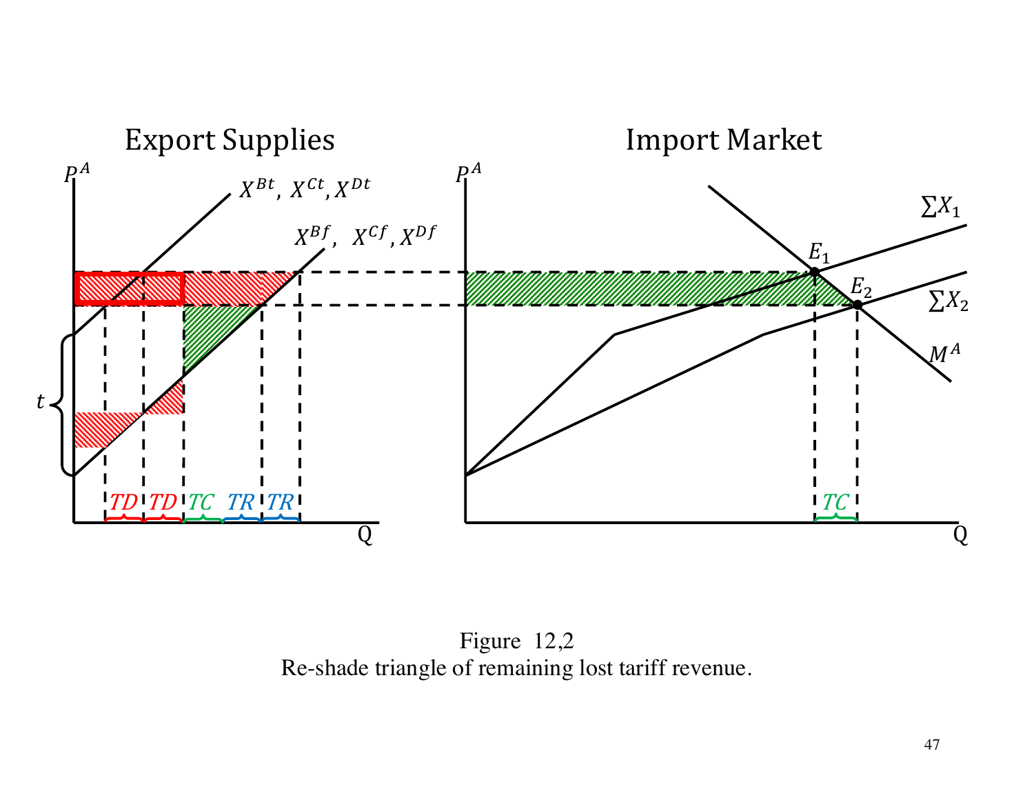## Export Supplies

## Import Market

$P^A$

$X^{Bt}, X^{Ct}, X^{Dt}$

$X^{Bf}, X^{Cf}, X^{Df}$

$t$

$TD$ $TD$ $TC$ $TR$ $TR$

Q

$P^A$

$\sum X_1$

$E_1$

$E_2$

$\sum X_2$

$M^A$

$TC$

Q

Figure 12,2
Re-shade triangle of remaining lost tariff revenue.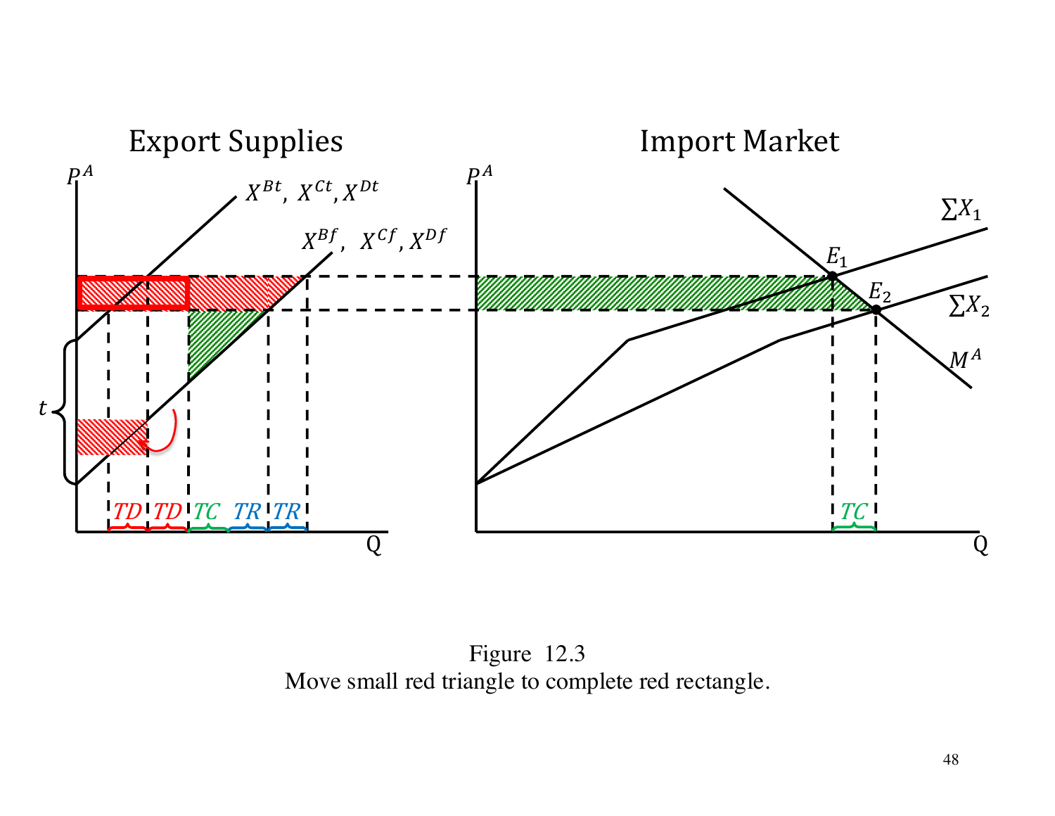Figure 12.3

Move small red triangle to complete red rectangle.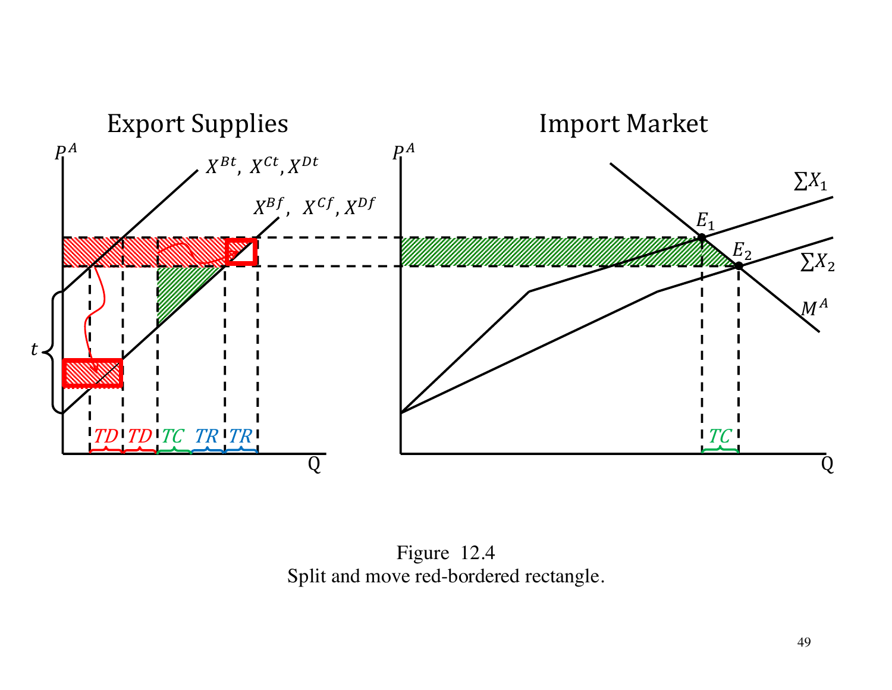## Export Supplies

## Import Market

$P^A$

$X^{Bt}, X^{Ct}, X^{Dt}$

$X^{Bf}, X^{Cf}, X^{Df}$

$t$

*TD* *TD* *TC* *TR* *TR*

Q

$P^A$

$E_1$

$E_2$

$\sum X_1$

$\sum X_2$

$M^A$

*TC*

Q

Figure 12.4
Split and move red-bordered rectangle.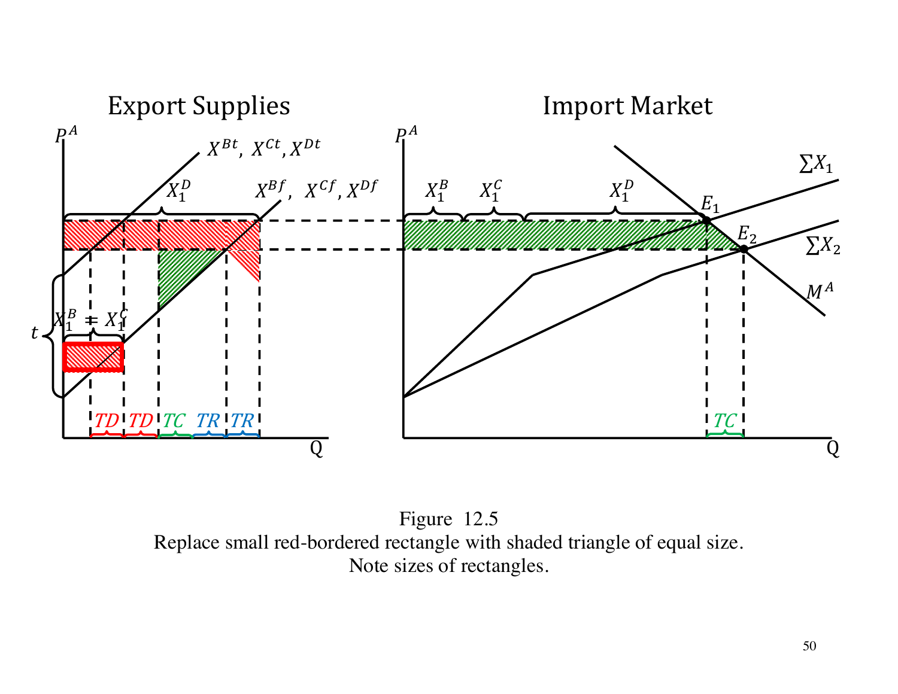# Export Supplies

# Import Market

$P^A$

$X^{Bt}$, $X^{Ct}$, $X^{Dt}$

$X_1^D$

$X^{Bf}$, $X^{Cf}$, $X^{Df}$

$X_1^B = X_1^C$

$t$

$TD$ $TD$ $TC$ $TR$ $TR$

Q

$P^A$

$X_1^B$ $X_1^C$ $X_1^D$

$E_1$

$E_2$

$\sum X_1$

$\sum X_2$

$M^A$

$TC$

Q

Figure 12.5
Replace small red-bordered rectangle with shaded triangle of equal size.
Note sizes of rectangles.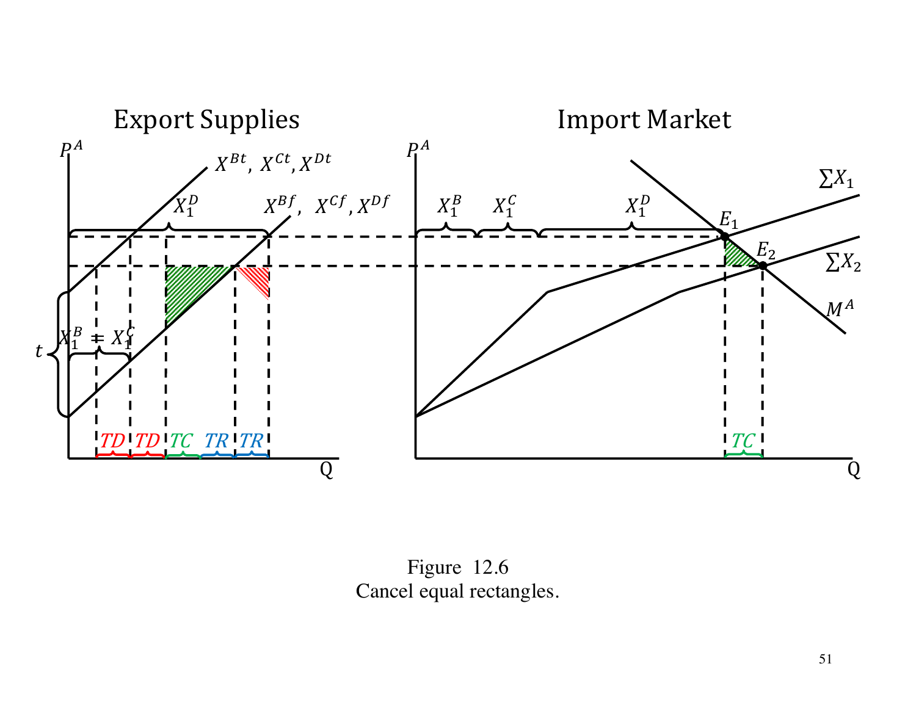## Export Supplies

## Import Market

Figure 12.6
Cancel equal rectangles.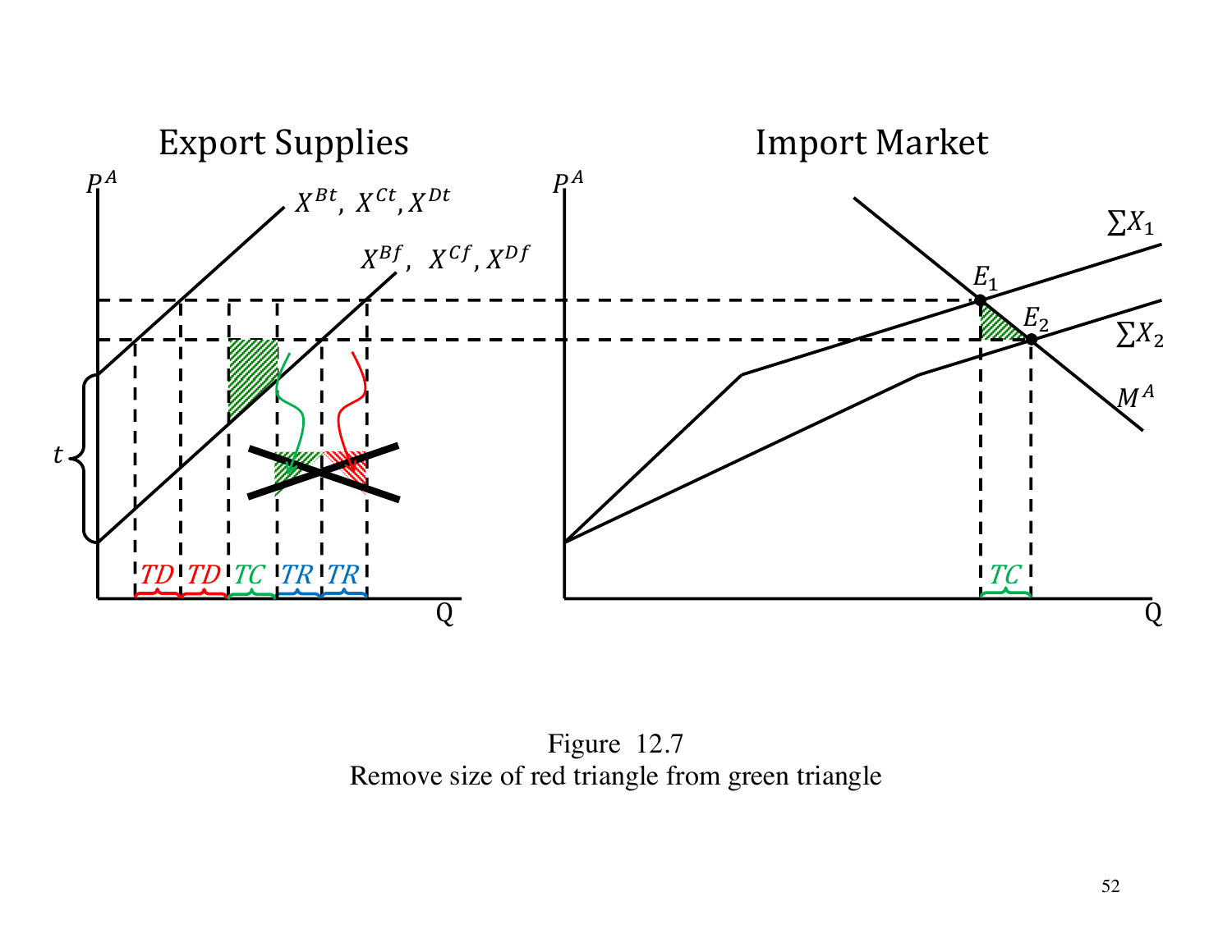## Export Supplies

## Import Market

$P^A$

$X^{Bt}$, $X^{Ct}$, $X^{Dt}$

$X^{Bf}$, $X^{Cf}$, $X^{Df}$

$t$

TD TD TC TR TR

Q

$P^A$

$\sum X_1$

$E_1$

$E_2$

$\sum X_2$

$M^A$

TC

Q

Figure 12.7
Remove size of red triangle from green triangle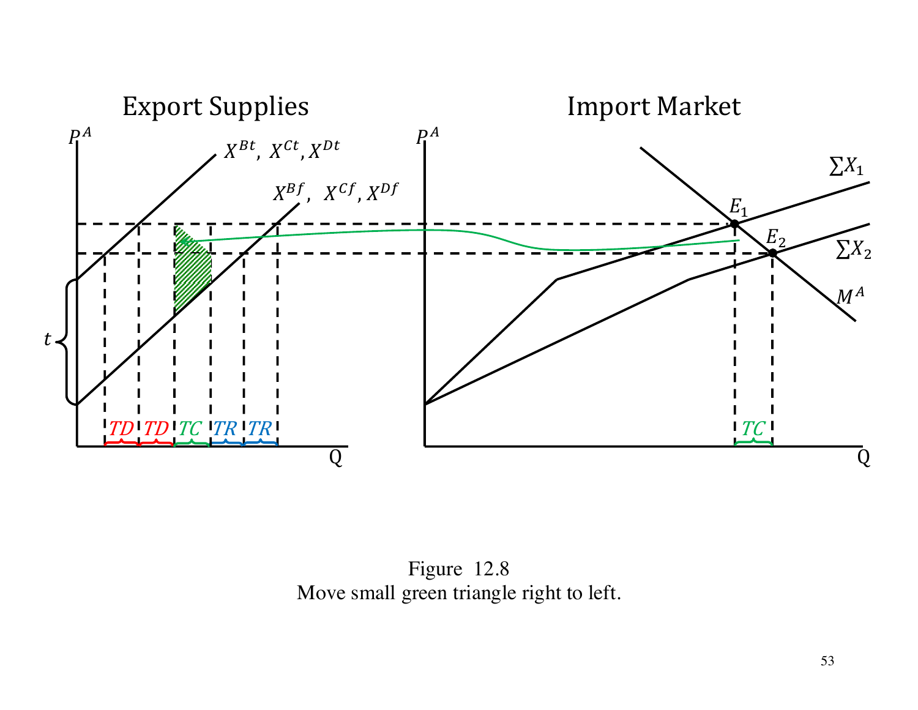Export Supplies

Import Market

Figure 12.8
Move small green triangle right to left.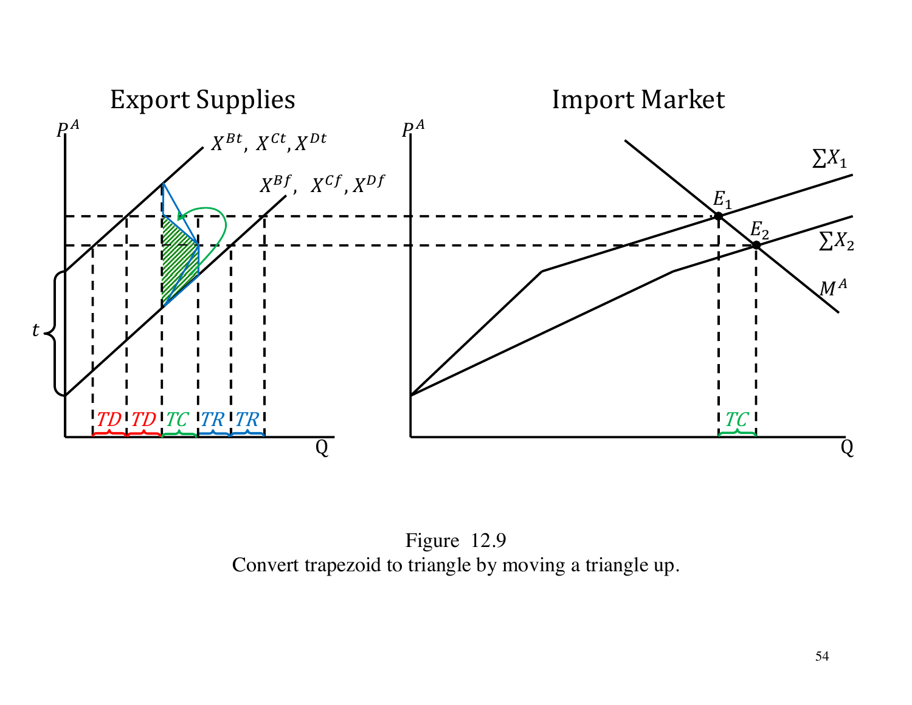## Export Supplies

## Import Market

$P^A$

$X^{Bt}$, $X^{Ct}$, $X^{Dt}$

$X^{Bf}$, $X^{Cf}$, $X^{Df}$

$t$

TD TD TC TR TR

Q

$P^A$

$\sum X_1$

$E_1$

$E_2$

$\sum X_2$

$M^A$

TC

Q

Figure 12.9
Convert trapezoid to triangle by moving a triangle up.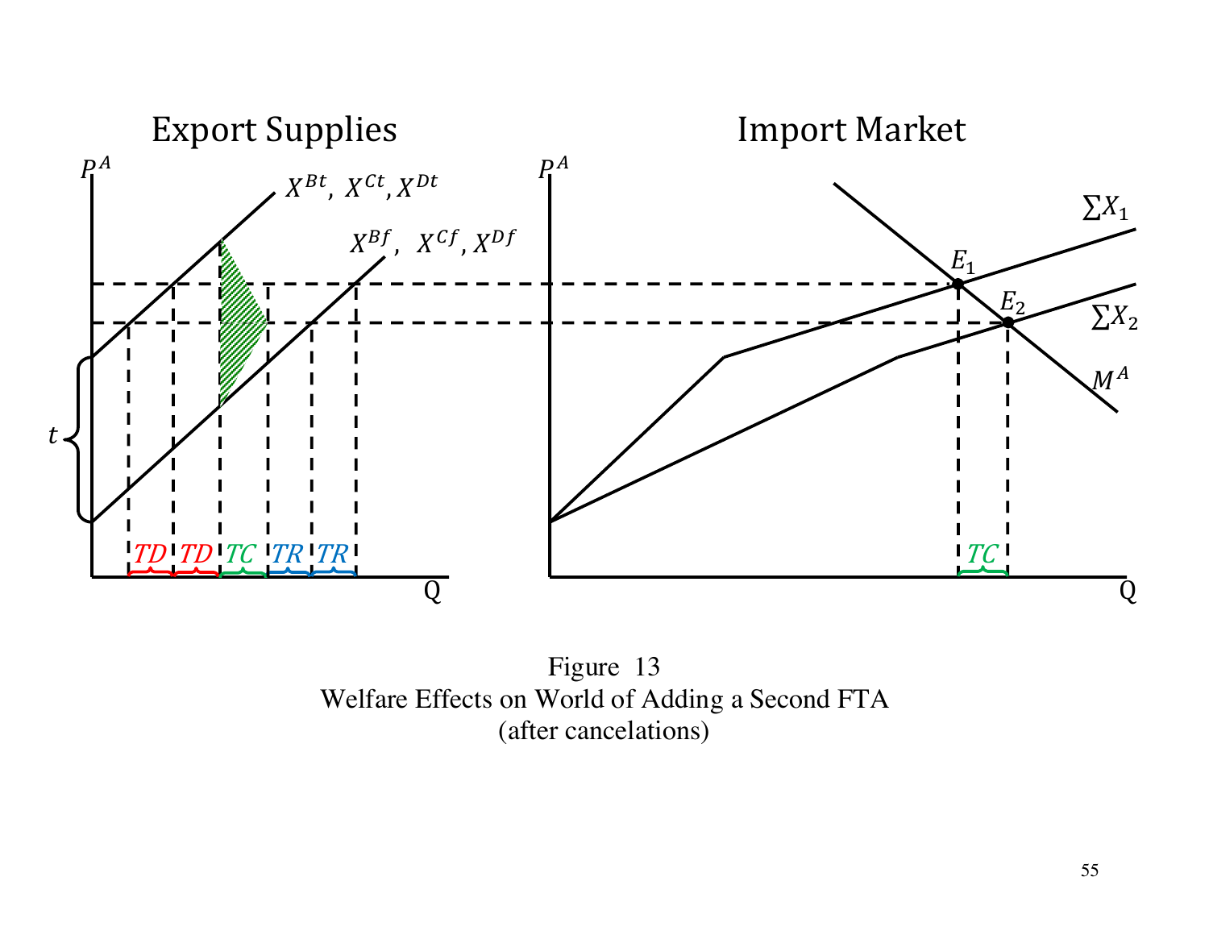Export Supplies

Import Market

$P^A$

$X^{Bt}, X^{Ct}, X^{Dt}$

$X^{Bf}, X^{Cf}, X^{Df}$

$t$

TD TD TC TR TR

Q

$P^A$

$\sum X_1$

$E_1$

$E_2$

$\sum X_2$

$M^A$

TC

Q

Figure 13
Welfare Effects on World of Adding a Second FTA
(after cancelations)